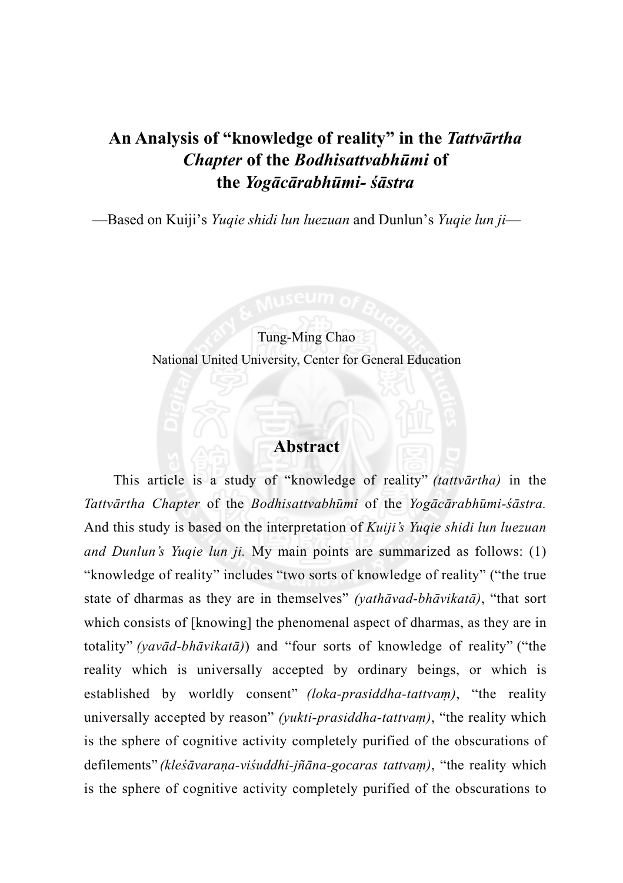# An Analysis of "knowledge of reality" in the *Tattvārtha Chapter* of the *Bodhisattvabhūmi* of the *Yogācārabhūmi- śāstra*

—Based on Kuiji's *Yuqie shidi lun luezuan* and Dunlun's *Yuqie lun ji*—

Tung-Ming Chao
National United University, Center for General Education

## Abstract

This article is a study of "knowledge of reality" *(tattvārtha)* in the *Tattvārtha Chapter* of the *Bodhisattvabhūmi* of the *Yogācārabhūmi-śāstra.* And this study is based on the interpretation of *Kuiji's Yuqie shidi lun luezuan and Dunlun's Yuqie lun ji.* My main points are summarized as follows: (1) "knowledge of reality" includes "two sorts of knowledge of reality" ("the true state of dharmas as they are in themselves" *(yathāvad-bhāvikatā)*, "that sort which consists of [knowing] the phenomenal aspect of dharmas, as they are in totality" *(yavād-bhāvikatā)*) and "four sorts of knowledge of reality" ("the reality which is universally accepted by ordinary beings, or which is established by worldly consent" *(loka-prasiddha-tattvaṃ)*, "the reality universally accepted by reason" *(yukti-prasiddha-tattvaṃ)*, "the reality which is the sphere of cognitive activity completely purified of the obscurations of defilements" *(kleśāvaraṇa-viśuddhi-jñāna-gocaras tattvaṃ)*, "the reality which is the sphere of cognitive activity completely purified of the obscurations to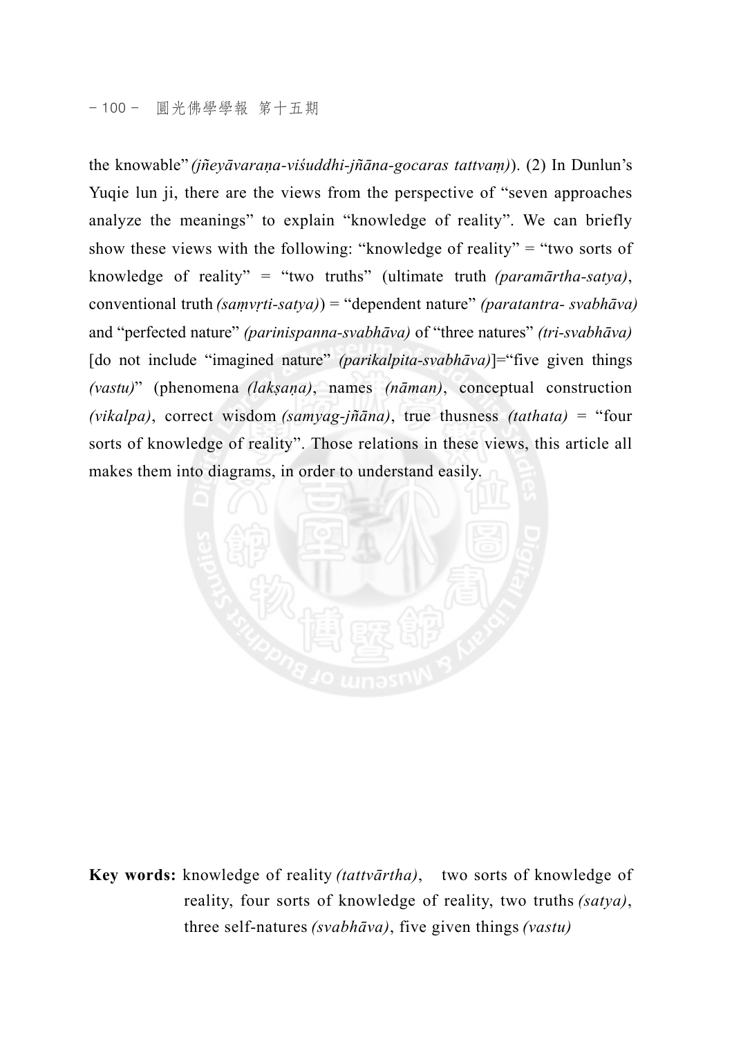the knowable" *(jñeyāvaraṇa-viśuddhi-jñāna-gocaras tattvaṃ)*). (2) In Dunlun's Yuqie lun ji, there are the views from the perspective of "seven approaches analyze the meanings" to explain "knowledge of reality". We can briefly show these views with the following: "knowledge of reality" = "two sorts of knowledge of reality" = "two truths" (ultimate truth *(paramārtha-satya)*, conventional truth *(saṃvṛti-satya)*) = "dependent nature" *(paratantra- svabhāva)* and "perfected nature" *(parinispanna-svabhāva)* of "three natures" *(tri-svabhāva)* [do not include "imagined nature" *(parikalpita-svabhāva)*]="five given things *(vastu)*" (phenomena *(lakṣaṇa)*, names *(nāman)*, conceptual construction *(vikalpa)*, correct wisdom *(samyag-jñāna)*, true thusness *(tathata)* = "four sorts of knowledge of reality". Those relations in these views, this article all makes them into diagrams, in order to understand easily.

**Key words:** knowledge of reality *(tattvārtha)*, two sorts of knowledge of reality, four sorts of knowledge of reality, two truths *(satya)*, three self-natures *(svabhāva)*, five given things *(vastu)*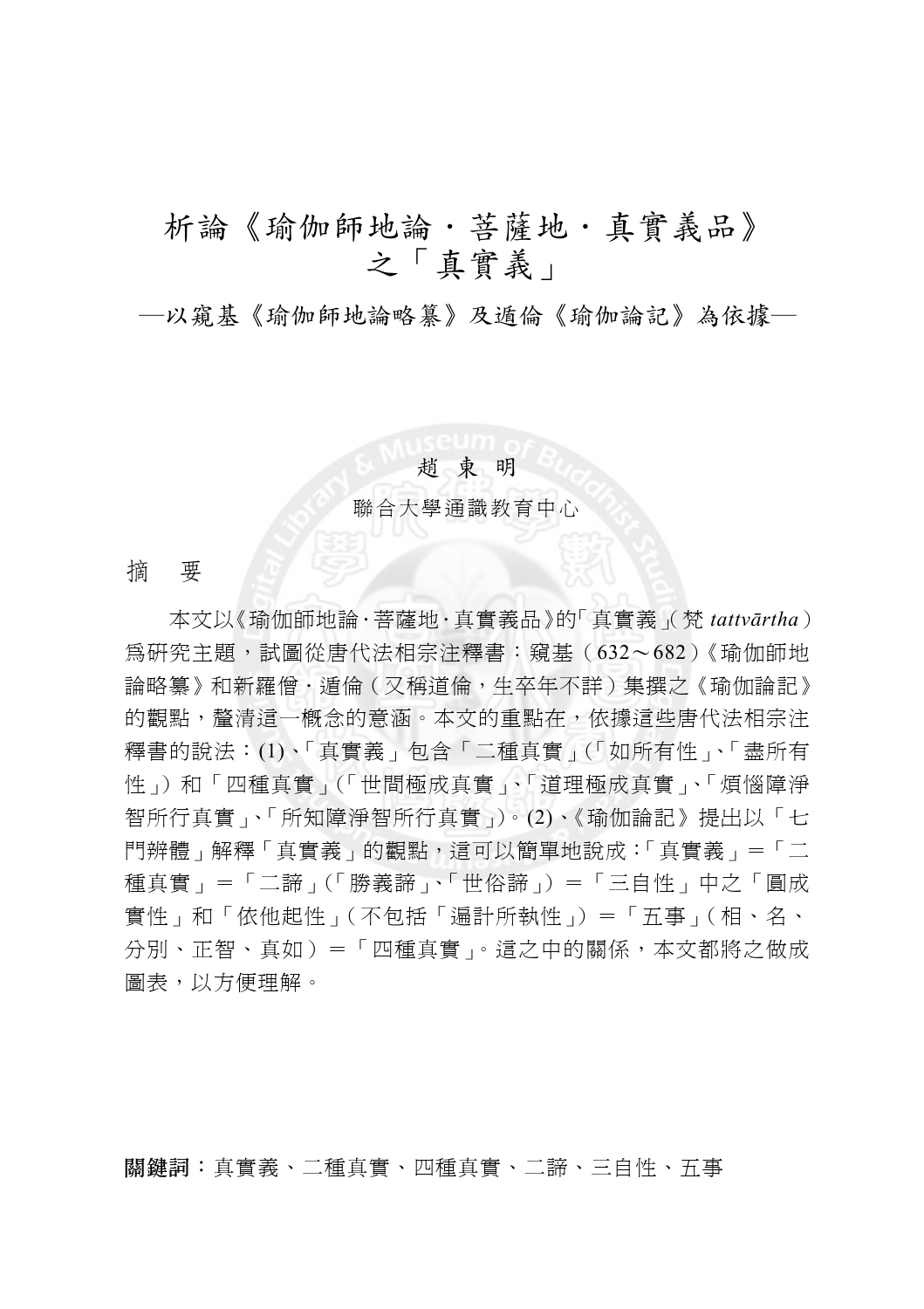# 析論《瑜伽師地論・菩薩地・真實義品》之「真實義」

## —以窺基《瑜伽師地論略纂》及遁倫《瑜伽論記》為依據—

趙 東 明

聯合大學通識教育中心

## 摘 要

本文以《瑜伽師地論‧菩薩地‧真實義品》的「真實義」（梵 *tattvārtha*）爲研究主題，試圖從唐代法相宗注釋書：窺基（632～682）《瑜伽師地論略纂》和新羅僧‧遁倫（又稱道倫，生卒年不詳）集撰之《瑜伽論記》的觀點，釐清這一概念的意涵。本文的重點在，依據這些唐代法相宗注釋書的說法：(1)、「真實義」包含「二種真實」（「如所有性」、「盡所有性」）和「四種真實」（「世間極成真實」、「道理極成真實」、「煩惱障淨智所行真實」、「所知障淨智所行真實」）。(2)、《瑜伽論記》提出以「七門辨體」解釋「真實義」的觀點，這可以簡單地說成：「真實義」＝「二種真實」＝「二諦」（「勝義諦」、「世俗諦」）＝「三自性」中之「圓成實性」和「依他起性」（不包括「遍計所執性」）＝「五事」（相、名、分別、正智、真如）＝「四種真實」。這之中的關係，本文都將之做成圖表，以方便理解。

**關鍵詞**：真實義、二種真實、四種真實、二諦、三自性、五事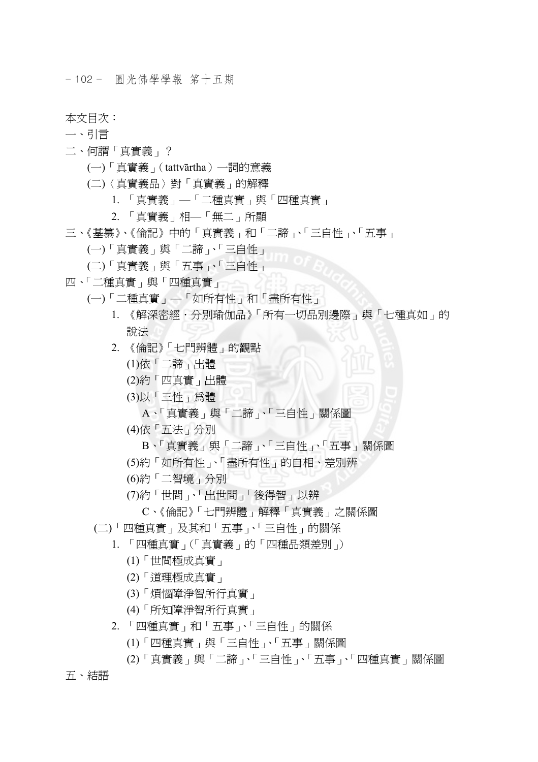本文目次：

一、引言

二、何謂「真實義」？

　(一)「真實義」(tattvārtha) 一詞的意義

　(二)〈真實義品〉對「真實義」的解釋

　　1. 「真實義」—「二種真實」與「四種真實」

　　2. 「真實義」相—「無二」所顯

三、《基纂》、《倫記》中的「真實義」和「二諦」、「三自性」、「五事」

　(一)「真實義」與「二諦」、「三自性」

　(二)「真實義」與「五事」、「三自性」

四、「二種真實」與「四種真實」

　(一)「二種真實」—「如所有性」和「盡所有性」

　　1. 《解深密經・分別瑜伽品》「所有一切品別邊際」與「七種真如」的說法

　　2. 《倫記》「七門辨體」的觀點

　　　(1)依「二諦」出體

　　　(2)約「四真實」出體

　　　(3)以「三性」為體

　　　　A、「真實義」與「二諦」、「三自性」關係圖

　　　(4)依「五法」分別

　　　　B、「真實義」與「二諦」、「三自性」、「五事」關係圖

　　　(5)約「如所有性」、「盡所有性」的自相、差別辨

　　　(6)約「二智境」分別

　　　(7)約「世間」、「出世間」「後得智」以辨

　　　　C、《倫記》「七門辨體」解釋「真實義」之關係圖

　(二)「四種真實」及其和「五事」、「三自性」的關係

　　1. 「四種真實」(「真實義」的「四種品類差別」)

　　　(1)「世間極成真實」

　　　(2)「道理極成真實」

　　　(3)「煩惱障淨智所行真實」

　　　(4)「所知障淨智所行真實」

　　2. 「四種真實」和「五事」、「三自性」的關係

　　　(1)「四種真實」與「三自性」、「五事」關係圖

　　　(2)「真實義」與「二諦」、「三自性」、「五事」、「四種真實」關係圖

五、結語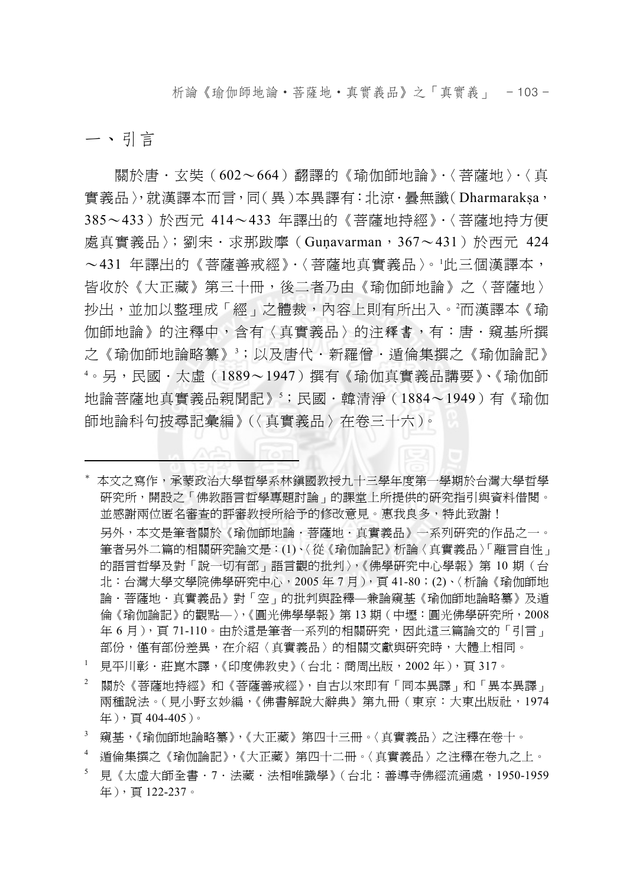## 一、引言

關於唐・玄奘（602～664）翻譯的《瑜伽師地論》・〈菩薩地〉・〈真實義品〉，就漢譯本而言，同（異）本異譯有：北涼・曇無讖（Dharmarakṣa，385～433）於西元 414～433 年譯出的《菩薩地持經》・〈菩薩地持方便處真實義品〉；劉宋・求那跋摩（Guṇavarman，367～431）於西元 424～431 年譯出的《菩薩善戒經》・〈菩薩地真實義品〉。[1]此三個漢譯本，皆收於《大正藏》第三十冊，後二者乃由《瑜伽師地論》之〈菩薩地〉抄出，並加以整理成「經」之體裁，內容上則有所出入。[2]而漢譯本《瑜伽師地論》的注釋中，含有〈真實義品〉的注釋書，有：唐・窺基所撰之《瑜伽師地論略纂》[3]；以及唐代・新羅僧・遁倫集撰之《瑜伽論記》[4]。另，民國・太虛（1889～1947）撰有《瑜伽真實義品講要》、《瑜伽師地論菩薩地真實義品親聞記》[5]；民國・韓清淨（1884～1949）有《瑜伽師地論科句披尋記彙編》（〈真實義品〉在卷三十六）。

---

\* 本文之寫作，承蒙政治大學哲學系林鎮國教授九十三學年度第一學期於台灣大學哲學研究所，開設之「佛教語言哲學專題討論」的課堂上所提供的研究指引與資料借閱。並感謝兩位匿名審查的評審教授所給予的修改意見。惠我良多，特此致謝！

另外，本文是筆者關於《瑜伽師地論・菩薩地・真實義品》一系列研究的作品之一。筆者另外二篇的相關研究論文是：(1)、〈從《瑜伽論記》析論〈真實義品〉「離言自性」的語言哲學及對「說一切有部」語言觀的批判〉，《佛學研究中心學報》第 10 期（台北：台灣大學文學院佛學研究中心，2005 年 7 月），頁 41-80；(2)、〈析論《瑜伽師地論・菩薩地・真實義品》對「空」的批判與詮釋—兼論窺基《瑜伽師地論略纂》及遁倫《瑜伽論記》的觀點—〉，《圓光佛學學報》第 13 期（中壢：圓光佛學研究所，2008 年 6 月），頁 71-110。由於這是筆者一系列的相關研究，因此這三篇論文的「引言」部份，僅有部份差異，在介紹〈真實義品〉的相關文獻與研究時，大體上相同。

[1] 見平川彰・莊崑木譯，《印度佛教史》（台北：商周出版，2002 年），頁 317。

[2] 關於《菩薩地持經》和《菩薩善戒經》，自古以來即有「同本異譯」和「異本異譯」兩種說法。（見小野玄妙編，《佛書解說大辭典》第九冊（東京：大東出版社，1974 年），頁 404-405）。

[3] 窺基，《瑜伽師地論略纂》，《大正藏》第四十三冊。〈真實義品〉之注釋在卷十。

[4] 遁倫集撰之《瑜伽論記》，《大正藏》第四十二冊。〈真實義品〉之注釋在卷九之上。

[5] 見《太虛大師全書・7・法藏・法相唯識學》（台北：善導寺佛經流通處，1950-1959 年），頁 122-237。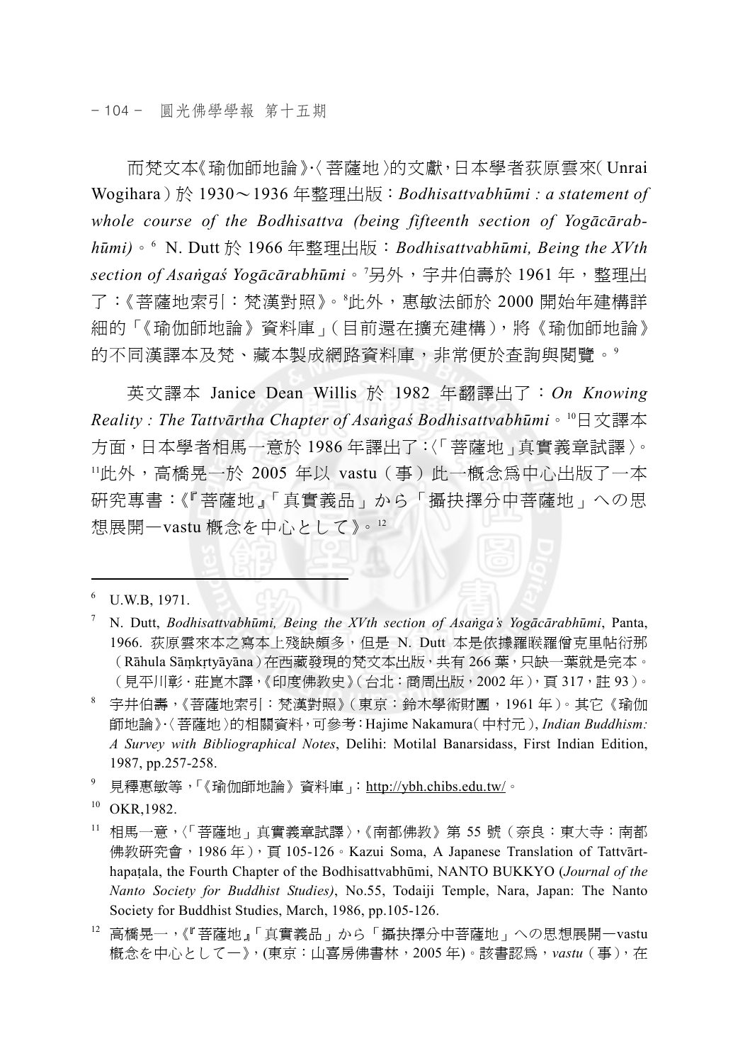而梵文本《瑜伽師地論》‧〈菩薩地〉的文獻，日本學者荻原雲來(Unrai Wogihara)於 1930～1936 年整理出版：*Bodhisattvabhūmi : a statement of whole course of the Bodhisattva (being fifteenth section of Yogācārabhūmi)*。[6] N. Dutt 於 1966 年整理出版：*Bodhisattvabhūmi, Being the XVth section of Asaṅgaś Yogācārabhūmi*。[7]另外，宇井伯壽於 1961 年，整理出了：《菩薩地索引：梵漢對照》。[8]此外，惠敏法師於 2000 開始年建構詳細的「《瑜伽師地論》資料庫」(目前還在擴充建構)，將《瑜伽師地論》的不同漢譯本及梵、藏本製成網路資料庫，非常便於查詢與閱覽。[9]

英文譯本 Janice Dean Willis 於 1982 年翻譯出了：*On Knowing Reality : The Tattvārtha Chapter of Asaṅgaś Bodhisattvabhūmi*。[10]日文譯本方面，日本學者相馬一意於 1986 年譯出了：〈「菩薩地」真實義章試譯〉。[11]此外，高橋晃一於 2005 年以 vastu(事)此一概念為中心出版了一本研究專書：《『菩薩地』「真實義品」から「攝抉擇分中菩薩地」への思想展開—vastu 概念を中心として》。[12]

---

[6] U.W.B, 1971.

[7] N. Dutt, *Bodhisattvabhūmi, Being the XVth section of Asaṅga's Yogācārabhūmi*, Panta, 1966. 荻原雲來本之寫本上殘缺頗多，但是 N. Dutt 本是依據羅睺羅僧克里帖衍那(Rāhula Sāṃkṛtyāyāna)在西藏發現的梵文本出版，共有 266 葉，只缺一葉就是完本。(見平川彰‧莊崑木譯，《印度佛教史》(台北：商周出版，2002 年)，頁 317，註 93)。

[8] 宇井伯壽，《菩薩地索引：梵漢對照》(東京：鈴木學術財團，1961 年)。其它《瑜伽師地論》‧〈菩薩地〉的相關資料，可參考：Hajime Nakamura(中村元), *Indian Buddhism: A Survey with Bibliographical Notes*, Delihi: Motilal Banarsidass, First Indian Edition, 1987, pp.257-258.

[9] 見釋惠敏等，「《瑜伽師地論》資料庫」：http://ybh.chibs.edu.tw/。

[10] OKR,1982.

[11] 相馬一意，〈「菩薩地」真實義章試譯〉，《南都佛教》第 55 號(奈良：東大寺：南都佛教研究會，1986 年)，頁 105-126。Kazui Soma, A Japanese Translation of Tattvārthapaṭala, the Fourth Chapter of the Bodhisattvabhūmi, NANTO BUKKYO (*Journal of the Nanto Society for Buddhist Studies)*, No.55, Todaiji Temple, Nara, Japan: The Nanto Society for Buddhist Studies, March, 1986, pp.105-126.

[12] 高橋晃一，《『菩薩地』「真實義品」から「攝抉擇分中菩薩地」への思想展開—vastu 概念を中心として—》，(東京：山喜房佛書林，2005 年)。該書認為，*vastu*(事)，在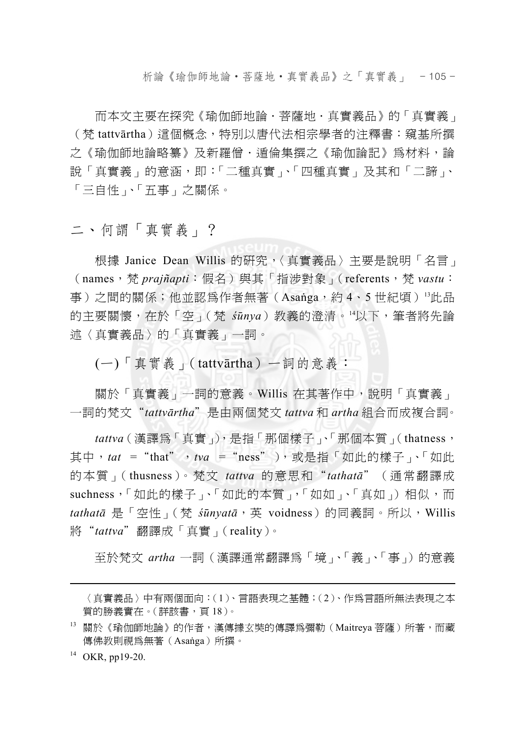而本文主要在探究《瑜伽師地論‧菩薩地‧真實義品》的「真實義」（梵 tattvārtha）這個概念，特別以唐代法相宗學者的注釋書：窺基所撰之《瑜伽師地論略纂》及新羅僧‧遁倫集撰之《瑜伽論記》為材料，論說「真實義」的意涵，即：「二種真實」、「四種真實」及其和「二諦」、「三自性」、「五事」之關係。

## 二、何謂「真實義」？

根據 Janice Dean Willis 的研究，〈真實義品〉主要是說明「名言」（names，梵 *prajñapti*：假名）與其「指涉對象」（referents，梵 *vastu*：事）之間的關係；他並認為作者無著（Asaṅga，約 4、5 世紀頃）[13]此品的主要關懷，在於「空」（梵 *śūnya*）教義的澄清。[14]以下，筆者將先論述〈真實義品〉的「真實義」一詞。

### (一)「真實義」（tattvārtha）一詞的意義：

關於「真實義」一詞的意義。Willis 在其著作中，說明「真實義」一詞的梵文“*tattvārtha*”是由兩個梵文 *tattva* 和 *artha* 組合而成複合詞。

*tattva*（漢譯為「真實」），是指「那個樣子」、「那個本質」（thatness，其中，*tat* ＝“that”，*tva* ＝“ness”），或是指「如此的樣子」、「如此的本質」（thusness）。梵文 *tattva* 的意思和“*tathatā*”（通常翻譯成 suchness，「如此的樣子」、「如此的本質」，「如如」、「真如」）相似，而 *tathatā* 是「空性」（梵 *śūnyatā*，英 voidness）的同義詞。所以，Willis 將“*tattva*”翻譯成「真實」（reality）。

至於梵文 *artha* 一詞（漢譯通常翻譯為「境」、「義」、「事」）的意義

---

〈真實義品〉中有兩個面向：（1）、言語表現之基體；（2）、作為言語所無法表現之本質的勝義實在。（詳該書，頁 18）。

[13] 關於《瑜伽師地論》的作者，漢傳據玄奘的傳譯為彌勒（Maitreya 菩薩）所著，而藏傳佛教則視為無著（Asaṅga）所撰。

[14] OKR, pp19-20.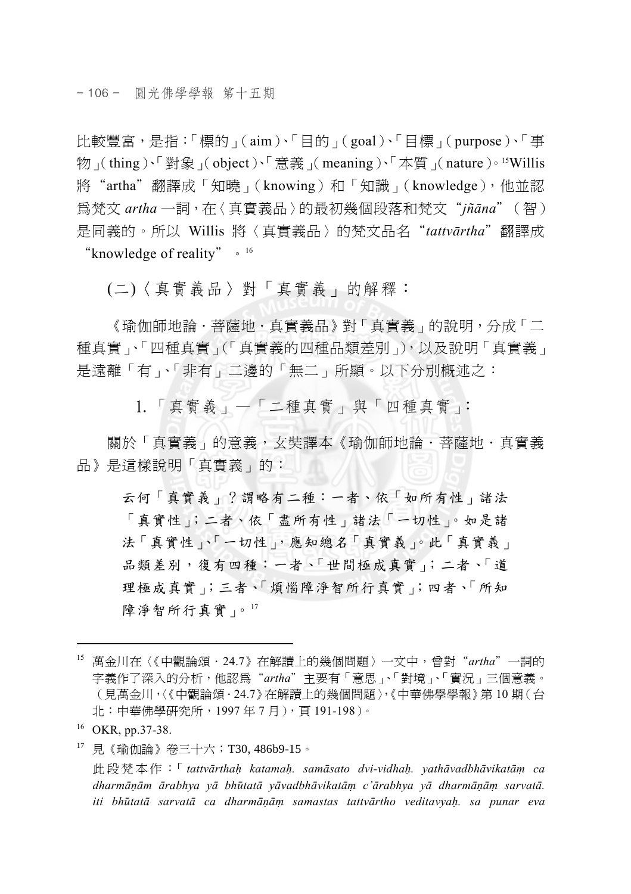比較豐富，是指：「標的」(aim)、「目的」(goal)、「目標」(purpose)、「事物」(thing)、「對象」(object)、「意義」(meaning)、「本質」(nature)。[15]Willis 將 "artha" 翻譯成「知曉」(knowing) 和「知識」(knowledge)，他並認爲梵文 *artha* 一詞，在〈真實義品〉的最初幾個段落和梵文 "*jñāna*"（智）是同義的。所以 Willis 將〈真實義品〉的梵文品名 "*tattvārtha*" 翻譯成 "knowledge of reality"。[16]

## (二)〈真實義品〉對「真實義」的解釋：

《瑜伽師地論．菩薩地．真實義品》對「真實義」的說明，分成「二種真實」、「四種真實」(「真實義的四種品類差別」)，以及說明「真實義」是遠離「有」、「非有」二邊的「無二」所顯。以下分別概述之：

### 1.「真實義」—「二種真實」與「四種真實」：

關於「真實義」的意義，玄奘譯本《瑜伽師地論．菩薩地．真實義品》是這樣說明「真實義」的：

> 云何「真實義」？謂略有二種：一者、依「如所有性」諸法「真實性」；二者、依「盡所有性」諸法「一切性」。如是諸法「真實性」、「一切性」，應知總名「真實義」。此「真實義」品類差別，復有四種：一者、「世間極成真實」；二者、「道理極成真實」；三者、「煩惱障淨智所行真實」；四者、「所知障淨智所行真實」。[17]

---

[15] 萬金川在〈《中觀論頌．24.7》在解讀上的幾個問題〉一文中，曾對 "*artha*" 一詞的字義作了深入的分析，他認爲 "*artha*" 主要有「意思」、「對境」、「實況」三個意義。(見萬金川，〈《中觀論頌．24.7》在解讀上的幾個問題〉，《中華佛學學報》第 10 期（台北：中華佛學研究所，1997 年 7 月），頁 191-198）。

[16] OKR, pp.37-38.

[17] 見《瑜伽論》卷三十六；T30, 486b9-15。
此段梵本作：「*tattvārthaḥ katamaḥ. samāsato dvi-vidhaḥ. yathāvadbhāvikatāṃ ca dharmāṇām ārabhya yā bhūtatā yāvadbhāvikatāṃ c'ārabhya yā dharmāṇāṃ sarvatā. iti bhūtatā sarvatā ca dharmāṇāṃ samastas tattvārtho veditavyaḥ. sa punar eva*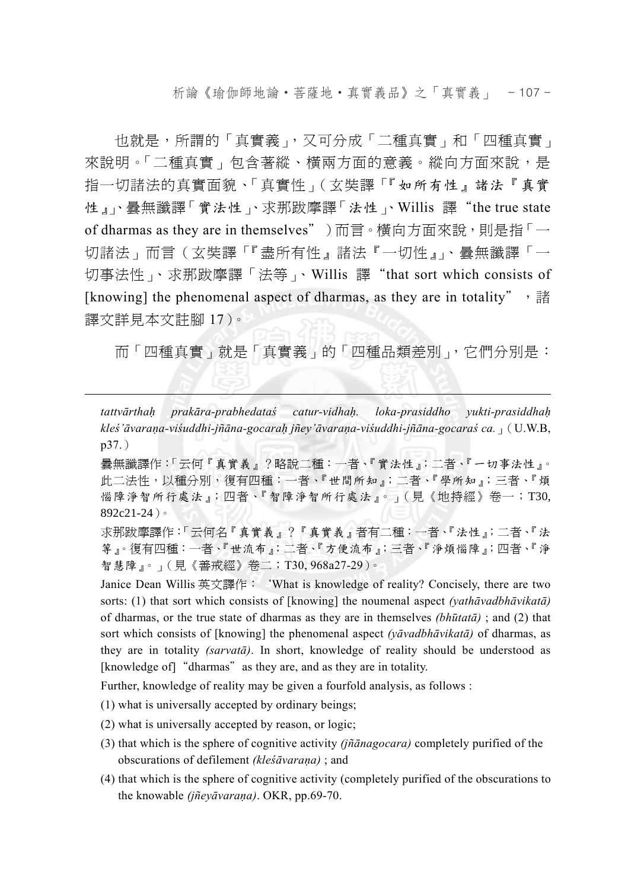也就是，所謂的「真實義」，又可分成「二種真實」和「四種真實」來說明。「二種真實」包含著縱、橫兩方面的意義。縱向方面來說，是指一切諸法的真實面貌、「真實性」（玄奘譯「『如所有性』諸法『真實性』」、曇無讖譯「實法性」、求那跋摩譯「法性」、Willis 譯 “the true state of dharmas as they are in themselves” ）而言。橫向方面來說，則是指「一切諸法」而言（玄奘譯「『盡所有性』諸法『一切性』」、曇無讖譯「一切事法性」、求那跋摩譯「法等」、Willis 譯 “that sort which consists of [knowing] the phenomenal aspect of dharmas, as they are in totality” ，諸譯文詳見本文註腳 17）。

而「四種真實」就是「真實義」的「四種品類差別」，它們分別是：

---

*tattvārthaḥ prakāra-prabhedataś catur-vidhaḥ. loka-prasiddho yukti-prasiddhaḥ kleś'āvaraṇa-viśuddhi-jñāna-gocaraḥ jñey'āvaraṇa-viśuddhi-jñāna-gocaraś ca.*」（U.W.B, p37.）

曇無讖譯作：「云何『真實義』？略說二種：一者、『實法性』；二者、『一切事法性』。此二法性，以種分別，復有四種：一者、『世間所知』；二者、『學所知』；三者、『煩惱障淨智所行處法』；四者、『智障淨智所行處法』。」（見《地持經》卷一；T30, 892c21-24）。

求那跋摩譯作：「云何名『真實義』？『真實義』者有二種：一者、『法性』；二者、『法等』。復有四種：一者、『世流布』；二者、『方便流布』；三者、『淨煩惱障』；四者、『淨智慧障』。」（見《善戒經》卷二；T30, 968a27-29）。

Janice Dean Willis 英文譯作：‘What is knowledge of reality? Concisely, there are two sorts: (1) that sort which consists of [knowing] the noumenal aspect *(yathāvadbhāvikatā)* of dharmas, or the true state of dharmas as they are in themselves *(bhūtatā)* ; and (2) that sort which consists of [knowing] the phenomenal aspect *(yāvadbhāvikatā)* of dharmas, as they are in totality *(sarvatā)*. In short, knowledge of reality should be understood as [knowledge of] “dharmas” as they are, and as they are in totality.

Further, knowledge of reality may be given a fourfold analysis, as follows :

(1) what is universally accepted by ordinary beings;

(2) what is universally accepted by reason, or logic;

(3) that which is the sphere of cognitive activity *(jñānagocara)* completely purified of the obscurations of defilement *(kleśāvaraṇa)* ; and

(4) that which is the sphere of cognitive activity (completely purified of the obscurations to the knowable *(jñeyāvaraṇa)*. OKR, pp.69-70.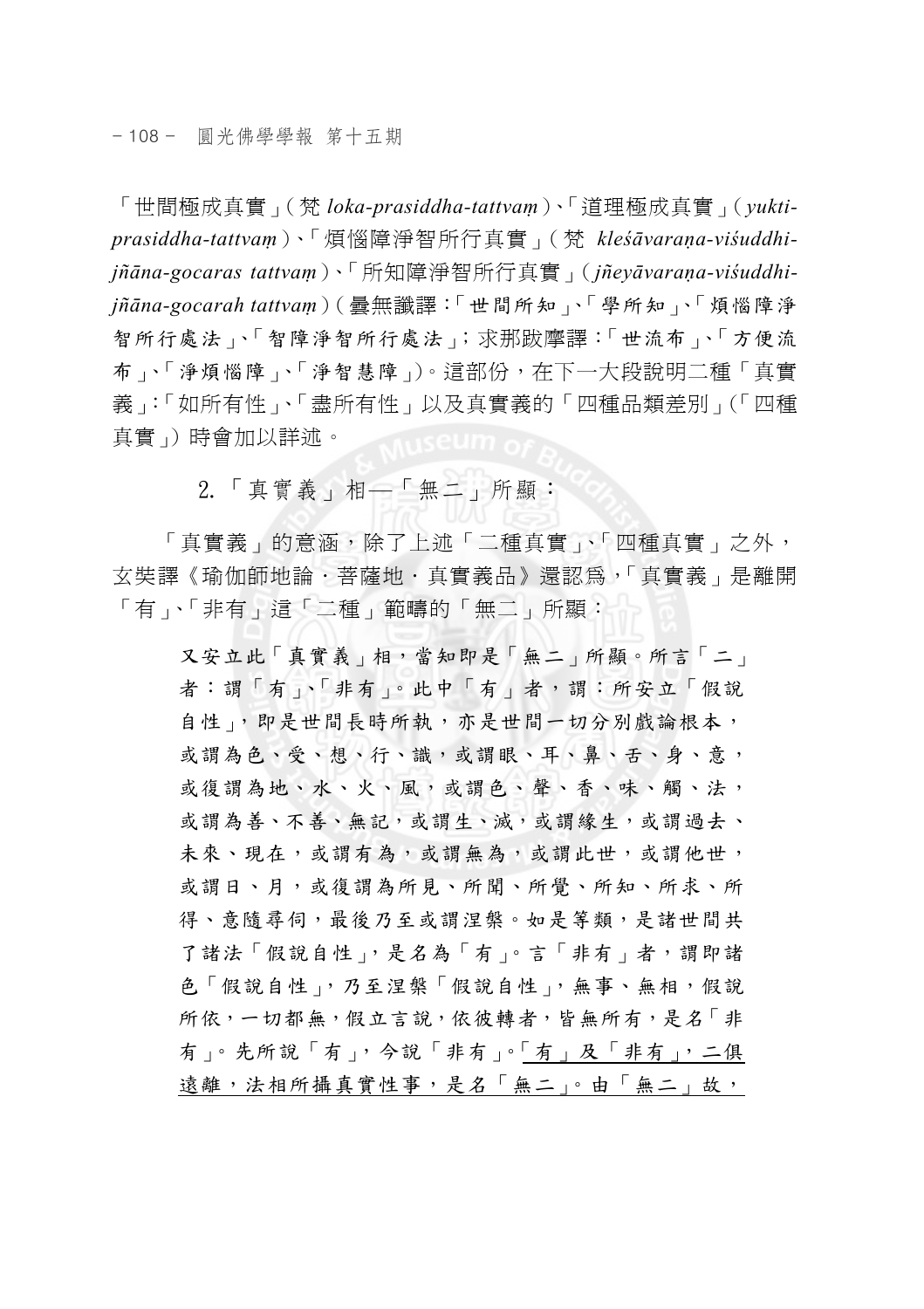「世間極成真實」（梵 *loka-prasiddha-tattvaṃ*）、「道理極成真實」（*yukti-prasiddha-tattvaṃ*）、「煩惱障淨智所行真實」（梵 *kleśāvaraṇa-viśuddhi-jñāna-gocaras tattvaṃ*）、「所知障淨智所行真實」（*jñeyāvaraṇa-viśuddhi-jñāna-gocarah tattvaṃ*）（曇無讖譯：「世間所知」、「學所知」、「煩惱障淨智所行處法」、「智障淨智所行處法」；求那跋摩譯：「世流布」、「方便流布」、「淨煩惱障」、「淨智慧障」）。這部份，在下一大段說明二種「真實義」：「如所有性」、「盡所有性」以及真實義的「四種品類差別」（「四種真實」）時會加以詳述。

### 2.「真實義」相—「無二」所顯：

「真實義」的意涵，除了上述「二種真實」、「四種真實」之外，玄奘譯《瑜伽師地論．菩薩地．真實義品》還認為，「真實義」是離開「有」、「非有」這「二種」範疇的「無二」所顯：

> 又安立此「真實義」相，當知即是「無二」所顯。所言「二」者：謂「有」、「非有」。此中「有」者，謂：所安立「假說自性」，即是世間長時所執，亦是世間一切分別戲論根本，或謂為色、受、想、行、識，或謂眼、耳、鼻、舌、身、意，或復謂為地、水、火、風，或謂色、聲、香、味、觸、法，或謂為善、不善、無記，或謂生、滅，或謂緣生，或謂過去、未來、現在，或謂有為，或謂無為，或謂此世，或謂他世，或謂日、月，或復謂為所見、所聞、所覺、所知、所求、所得、意隨尋伺，最後乃至或謂涅槃。如是等類，是諸世間共了諸法「假說自性」，是名為「有」。言「非有」者，謂即諸色「假說自性」，乃至涅槃「假說自性」，無事、無相，假說所依，一切都無，假立言說，依彼轉者，皆無所有，是名「非有」。先所說「有」，今說「非有」。<u>「有」及「非有」，二俱遠離，法相所攝真實性事，是名「無二」。由「無二」故，</u>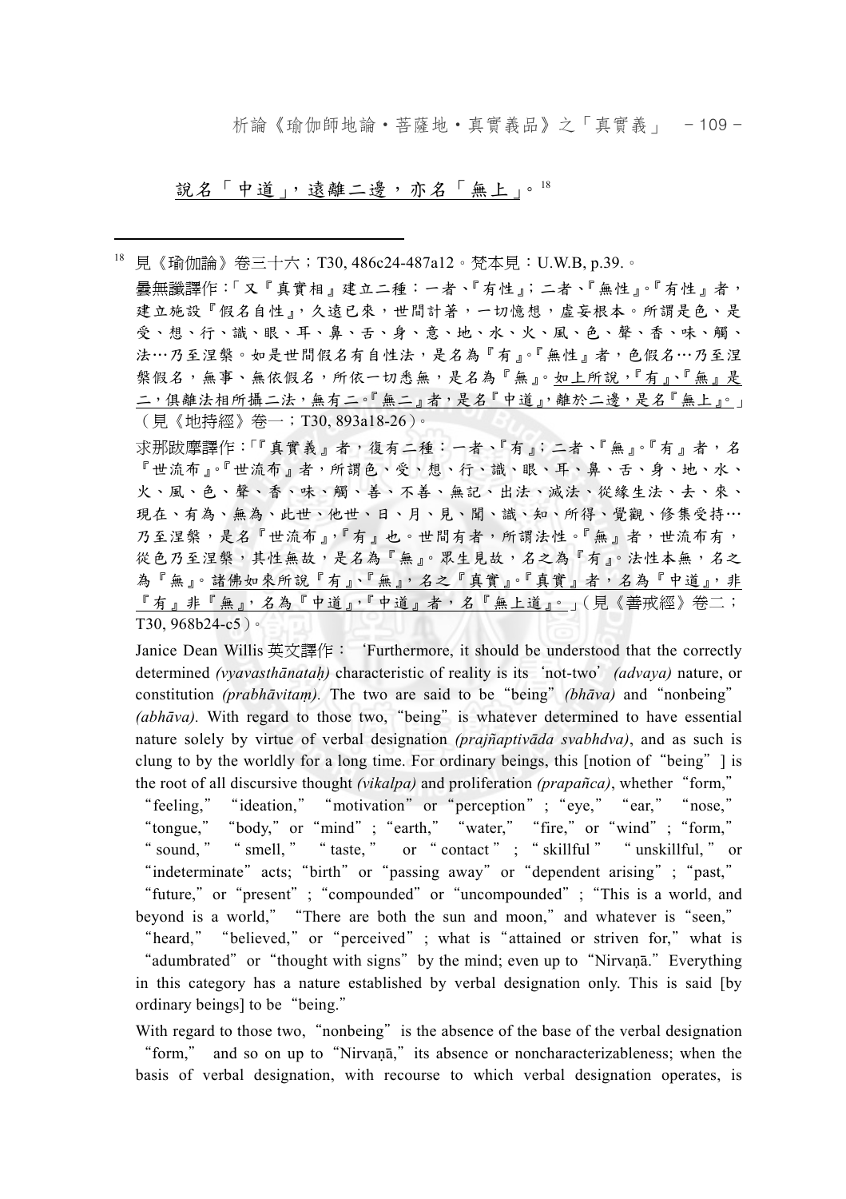<u>說名「中道」，遠離二邊，亦名「無上」</u>。[18]

---

[18] 見《瑜伽論》卷三十六；T30, 486c24-487a12。梵本見：U.W.B, p.39.。

曇無讖譯作：「又『真實相』建立二種：一者、『有性』；二者、『無性』。『有性』者，建立施設『假名自性』，久遠已來，世間計著，一切憶想，虛妄根本。所謂是色、是受、想、行、識、眼、耳、鼻、舌、身、意、地、水、火、風、色、聲、香、味、觸、法…乃至涅槃。如是世間假名有自性法，是名為『有』。『無性』者，色假名…乃至涅槃假名，無事、無依假名，所依一切悉無，是名為『無』。<u>如上所說，『有』、『無』是二，俱離法相所攝二法，無有二。『無二』者，是名『中道』，離於二邊，是名『無上』。</u>」（見《地持經》卷一；T30, 893a18-26）。

求那跋摩譯作：「『真實義』者，復有二種：一者、『有』；二者、『無』。『有』者，名『世流布』。『世流布』者，所謂色、受、想、行、識、眼、耳、鼻、舌、身、地、水、火、風、色、聲、香、味、觸、善、不善、無記、出法、滅法、從緣生法、去、來、現在、有為、無為、此世、他世、日、月、見、聞、識、知、所得、覺觀、修集受持…乃至涅槃，是名『世流布』，『有』也。世間有者，所謂法性。『無』者，世流布有，從色乃至涅槃，其性無故，是名為『無』。眾生見故，名之為『有』。法性本無，名之為『無』。<u>諸佛如來所說『有』、『無』，名之『真實』。『真實』者，名為『中道』，非『有』非『無』，名為『中道』，『中道』者，名『無上道』。</u>」（見《善戒經》卷二；T30, 968b24-c5）。

Janice Dean Willis 英文譯作：'Furthermore, it should be understood that the correctly determined *(vyavasthānataḥ)* characteristic of reality is its 'not-two' *(advaya)* nature, or constitution *(prabhāvitaṃ)*. The two are said to be "being" *(bhāva)* and "nonbeing" *(abhāva)*. With regard to those two, "being" is whatever determined to have essential nature solely by virtue of verbal designation *(prajñaptivāda svabhdva)*, and as such is clung to by the worldly for a long time. For ordinary beings, this [notion of "being"] is the root of all discursive thought *(vikalpa)* and proliferation *(prapañca)*, whether "form," "feeling," "ideation," "motivation" or "perception"; "eye," "ear," "nose," "tongue," "body," or "mind"; "earth," "water," "fire," or "wind"; "form," "sound," "smell," "taste," or "contact"; "skillful" "unskillful," or "indeterminate" acts; "birth" or "passing away" or "dependent arising"; "past," "future," or "present"; "compounded" or "uncompounded"; "This is a world, and beyond is a world," "There are both the sun and moon," and whatever is "seen," "heard," "believed," or "perceived"; what is "attained or striven for," what is "adumbrated" or "thought with signs" by the mind; even up to "Nirvaṇā." Everything in this category has a nature established by verbal designation only. This is said [by ordinary beings] to be "being."

With regard to those two, "nonbeing" is the absence of the base of the verbal designation "form," and so on up to "Nirvaṇā," its absence or noncharacterizableness; when the basis of verbal designation, with recourse to which verbal designation operates, is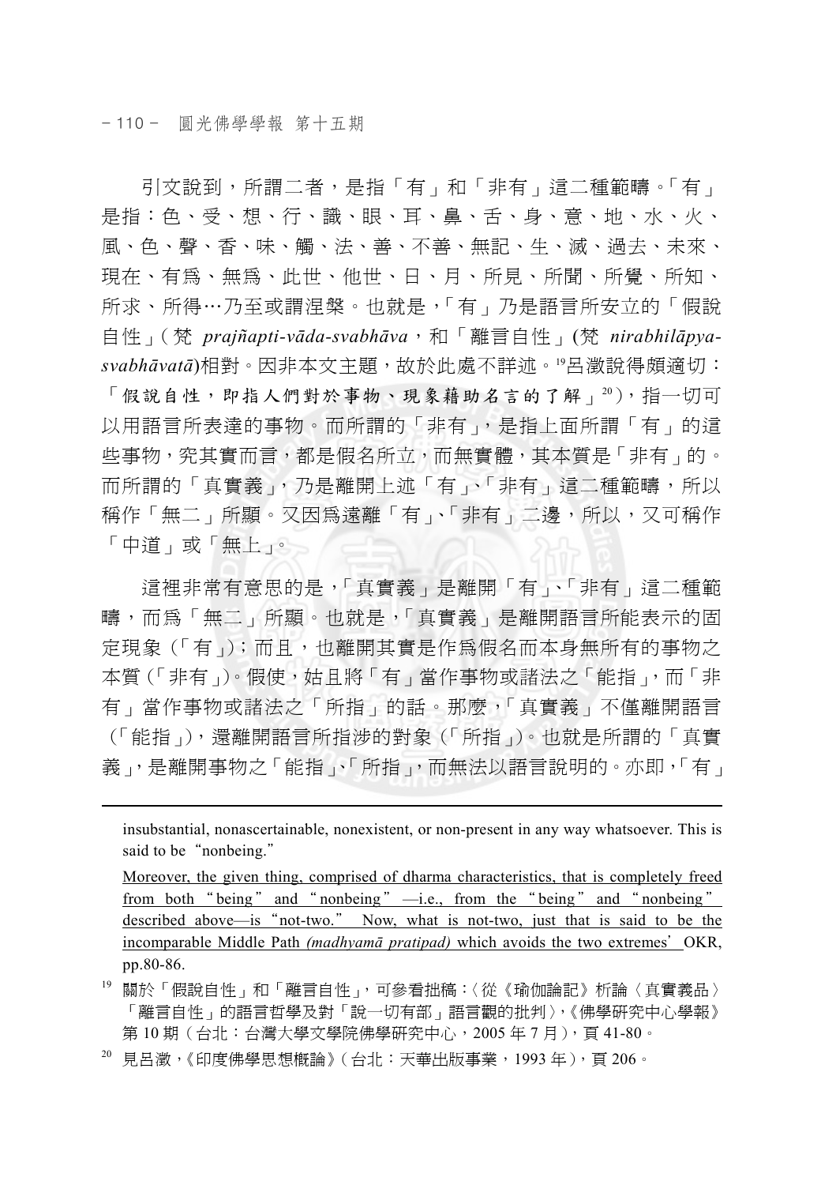引文說到，所謂二者，是指「有」和「非有」這二種範疇。「有」是指：色、受、想、行、識、眼、耳、鼻、舌、身、意、地、水、火、風、色、聲、香、味、觸、法、善、不善、無記、生、滅、過去、未來、現在、有爲、無爲、此世、他世、日、月、所見、所聞、所覺、所知、所求、所得…乃至或謂涅槃。也就是，「有」乃是語言所安立的「假說自性」(梵 *prajñapti-vāda-svabhāva*，和「離言自性」(梵 *nirabhilāpya-svabhāvatā*)相對。因非本文主題，故於此處不詳述。[19]呂澂說得頗適切：「假說自性，即指人們對於事物、現象藉助名言的了解」[20])，指一切可以用語言所表達的事物。而所謂的「非有」，是指上面所謂「有」的這些事物，究其實而言，都是假名所立，而無實體，其本質是「非有」的。而所謂的「真實義」，乃是離開上述「有」、「非有」這二種範疇，所以稱作「無二」所顯。又因爲遠離「有」、「非有」二邊，所以，又可稱作「中道」或「無上」。

這裡非常有意思的是，「真實義」是離開「有」、「非有」這二種範疇，而爲「無二」所顯。也就是，「真實義」是離開語言所能表示的固定現象（「有」）；而且，也離開其實是作爲假名而本身無所有的事物之本質（「非有」）。假使，姑且將「有」當作事物或諸法之「能指」，而「非有」當作事物或諸法之「所指」的話。那麼，「真實義」不僅離開語言（「能指」），還離開語言所指涉的對象（「所指」）。也就是所謂的「真實義」，是離開事物之「能指」、「所指」，而無法以語言說明的。亦即，「有」

---

insubstantial, nonascertainable, nonexistent, or non-present in any way whatsoever. This is said to be "nonbeing."

Moreover, the given thing, comprised of dharma characteristics, that is completely freed from both "being" and "nonbeing"—i.e., from the "being" and "nonbeing" described above—is "not-two." Now, what is not-two, just that is said to be the incomparable Middle Path *(madhyamā pratipad)* which avoids the two extremes' OKR, pp.80-86.

[19] 關於「假說自性」和「離言自性」，可參看拙稿：〈從《瑜伽論記》析論〈真實義品〉「離言自性」的語言哲學及對「說一切有部」語言觀的批判〉，《佛學研究中心學報》第 10 期（台北：台灣大學文學院佛學研究中心，2005 年 7 月），頁 41-80。

[20] 見呂澂，《印度佛學思想概論》（台北：天華出版事業，1993 年），頁 206。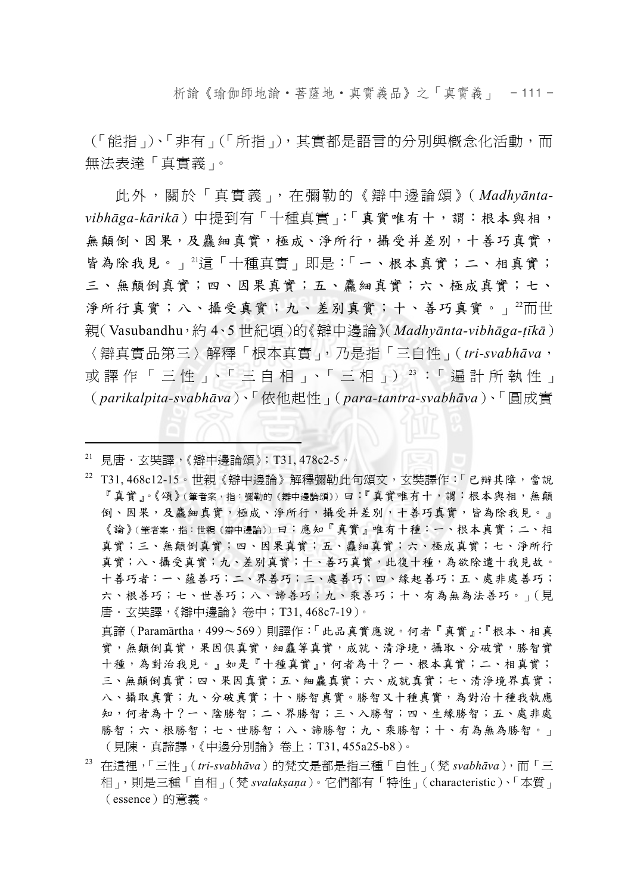（「能指」）、「非有」（「所指」），其實都是語言的分別與概念化活動，而無法表達「真實義」。

此外，關於「真實義」，在彌勒的《辯中邊論頌》（*Madhyānta-vibhāga-kārikā*）中提到有「十種真實」：「真實唯有十，謂：根本與相，無顛倒、因果，及麤細真實，極成、淨所行，攝受并差別，十善巧真實，皆為除我見。」[21]這「十種真實」即是：「一、根本真實；二、相真實；三、無顛倒真實；四、因果真實；五、麤細真實；六、極成真實；七、淨所行真實；八、攝受真實；九、差別真實；十、善巧真實。」[22]而世親（Vasubandhu，約 4、5 世紀頃）的《辯中邊論》（*Madhyānta-vibhāga-ṭīkā*）〈辯真實品第三〉解釋「根本真實」，乃是指「三自性」（*tri-svabhāva*，或譯作「三性」、「三自相」、「三相」）[23]：「遍計所執性」（*parikalpita-svabhāva*）、「依他起性」（*para-tantra-svabhāva*）、「圓成實

---

[21] 見唐．玄奘譯，《辯中邊論頌》；T31, 478c2-5。

[22] T31, 468c12-15。世親《辯中邊論》解釋彌勒此句頌文，玄奘譯作：「已辯其障，當說『真實』。《頌》（筆者案，指：彌勒的《辯中邊論頌》）曰：『真實唯有十，謂：根本與相，無顛倒、因果，及麤細真實，極成、淨所行，攝受并差別，十善巧真實，皆為除我見。』《論》（筆者案，指：世親《辯中邊論》）曰：應知『真實』唯有十種：一、根本真實；二、相真實；三、無顛倒真實；四、因果真實；五、麤細真實；六、極成真實；七、淨所行真實；八、攝受真實；九、差別真實；十、善巧真實，此復十種，為欲除遣十我見故。十善巧者：一、蘊善巧；二、界善巧；三、處善巧；四、緣起善巧；五、處非處善巧；六、根善巧；七、世善巧；八、諦善巧；九、乘善巧；十、有為無為法善巧。」（見唐．玄奘譯，《辯中邊論》卷中；T31, 468c7-19）。

真諦（Paramārtha，499～569）則譯作：「此品真實應說。何者『真實』：『根本、相真實，無顛倒真實，果因俱真實，細麤等真實，成就、清淨境，攝取、分破實，勝智實十種，為對治我見。』如是『十種真實』，何者為十？一、根本真實；二、相真實；三、無顛倒真實；四、果因真實；五、細麤真實；六、成就真實；七、清淨境界真實；八、攝取真實；九、分破真實；十、勝智真實。勝智又十種真實，為對治十種我執應知，何者為十？一、陰勝智；二、界勝智；三、入勝智；四、生緣勝智；五、處非處勝智；六、根勝智；七、世勝智；八、諦勝智；九、乘勝智；十、有為無為勝智。」（見陳．真諦譯，《中邊分別論》卷上；T31, 455a25-b8）。

[23] 在這裡，「三性」（*tri-svabhāva*）的梵文是都是指三種「自性」（梵 *svabhāva*），而「三相」，則是三種「自相」（梵 *svalakṣaṇa*）。它們都有「特性」（characteristic）、「本質」（essence）的意義。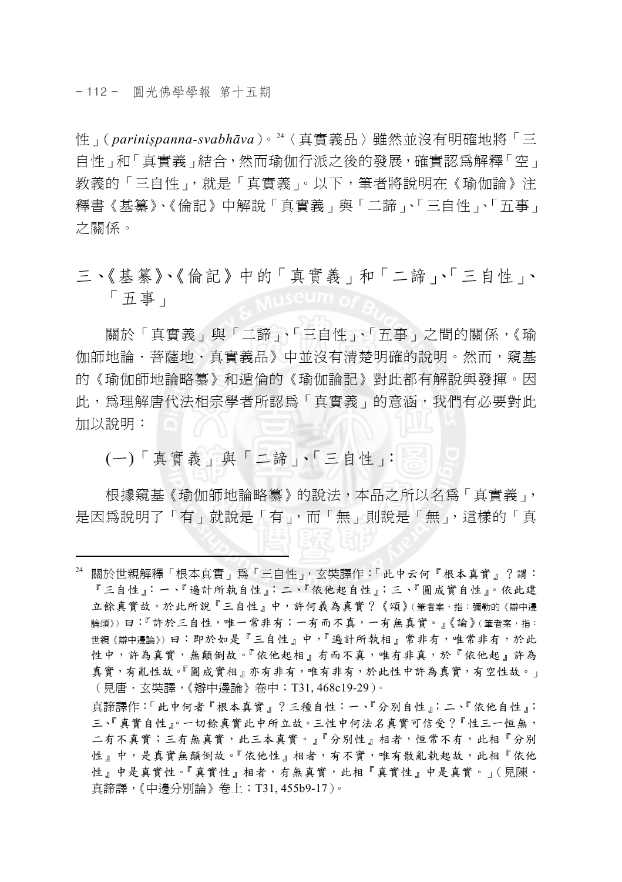性」(*parinispanna-svabhāva*)。[24]〈真實義品〉雖然並沒有明確地將「三自性」和「真實義」結合，然而瑜伽行派之後的發展，確實認爲解釋「空」教義的「三自性」，就是「真實義」。以下，筆者將說明在《瑜伽論》注釋書《基纂》、《倫記》中解說「真實義」與「二諦」、「三自性」、「五事」之關係。

## 三、《基纂》、《倫記》中的「真實義」和「二諦」、「三自性」、「五事」

關於「真實義」與「二諦」、「三自性」、「五事」之間的關係，《瑜伽師地論．菩薩地．真實義品》中並沒有清楚明確的說明。然而，窺基的《瑜伽師地論略纂》和遁倫的《瑜伽論記》對此都有解說與發揮。因此，爲理解唐代法相宗學者所認爲「真實義」的意涵，我們有必要對此加以說明：

### (一)「真實義」與「二諦」、「三自性」：

根據窺基《瑜伽師地論略纂》的說法，本品之所以名爲「真實義」，是因爲說明了「有」就說是「有」，而「無」則說是「無」，這樣的「真

---

[24] 關於世親解釋「根本真實」爲「三自性」，玄奘譯作：「此中云何『根本真實』？謂：『三自性』：一、『遍計所執自性』；二、『依他起自性』；三、『圓成實自性』。依此建立餘真實故。於此所說『三自性』中，許何義為真實？《頌》(筆者案，指：彌勒的《辯中邊論頌》) 曰：『許於三自性，唯一常非有；一有而不真，一有無真實。』《論》(筆者案，指：世親《辯中邊論》) 曰：即於如是『三自性』中，『遍計所執相』常非有，唯常非有，於此性中，許為真實，無顛倒故。『依他起相』有而不真，唯有非真，於『依他起』許為真實，有亂性故。『圓成實相』亦有非有，唯有非有，於此性中許為真實，有空性故。」(見唐．玄奘譯，《辯中邊論》卷中；T31, 468c19-29)。

真諦譯作：「此中何者『根本真實』？三種自性：一、『分別自性』；二、『依他自性』；三、『真實自性』。一切餘真實此中所立故。三性中何法名真實可信受？『性三一恒無，二有不真實；三有無真實，此三本真實。』『分別性』相者，恒常不有，此相『分別性』中，是真實無顛倒故。『依他性』相者，有不實，唯有散亂執起故，此相『依他性』中是真實性。『真實性』相者，有無真實，此相『真實性』中是真實。」(見陳．真諦譯，《中邊分別論》卷上；T31, 455b9-17)。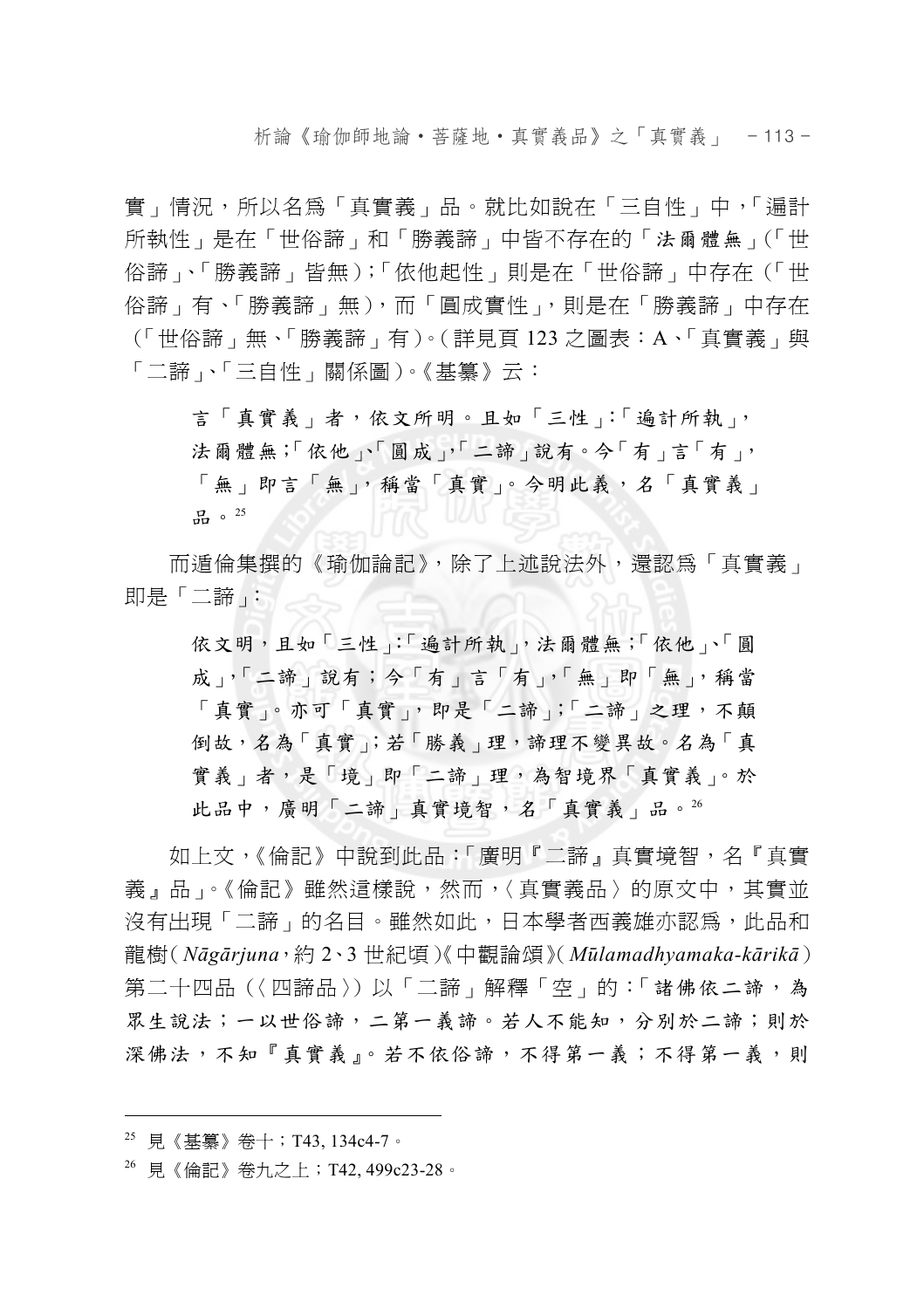實」情況，所以名爲「真實義」品。就比如說在「三自性」中，「遍計所執性」是在「世俗諦」和「勝義諦」中皆不存在的「法爾體無」(「世俗諦」、「勝義諦」皆無)；「依他起性」則是在「世俗諦」中存在（「世俗諦」有、「勝義諦」無)，而「圓成實性」，則是在「勝義諦」中存在（「世俗諦」無、「勝義諦」有)。(詳見頁 123 之圖表：A、「真實義」與「二諦」、「三自性」關係圖)。《基纂》云：

> 言「真實義」者，依文所明。且如「三性」：「遍計所執」，法爾體無；「依他」、「圓成」，「二諦」說有。今「有」言「有」，「無」即言「無」，稱當「真實」。今明此義，名「真實義」品。[25]

而遁倫集撰的《瑜伽論記》，除了上述說法外，還認爲「真實義」即是「二諦」：

> 依文明，且如「三性」：「遍計所執」，法爾體無；「依他」、「圓成」，「二諦」說有；今「有」言「有」，「無」即「無」，稱當「真實」。亦可「真實」，即是「二諦」；「二諦」之理，不顛倒故，名為「真實」；若「勝義」理，諦理不變異故。名為「真實義」者，是「境」即「二諦」理，為智境界「真實義」。於此品中，廣明「二諦」真實境智，名「真實義」品。[26]

如上文，《倫記》中說到此品：「廣明『二諦』真實境智，名『真實義』品」。《倫記》雖然這樣說，然而，〈真實義品〉的原文中，其實並沒有出現「二諦」的名目。雖然如此，日本學者西義雄亦認爲，此品和龍樹(*Nāgārjuna*，約 2、3 世紀頃)《中觀論頌》(*Mūlamadhyamaka-kārikā*)第二十四品（〈四諦品〉）以「二諦」解釋「空」的：「諸佛依二諦，為眾生說法；一以世俗諦，二第一義諦。若人不能知，分別於二諦；則於深佛法，不知『真實義』。若不依俗諦，不得第一義；不得第一義，則

---

[25] 見《基纂》卷十；T43, 134c4-7。

[26] 見《倫記》卷九之上；T42, 499c23-28。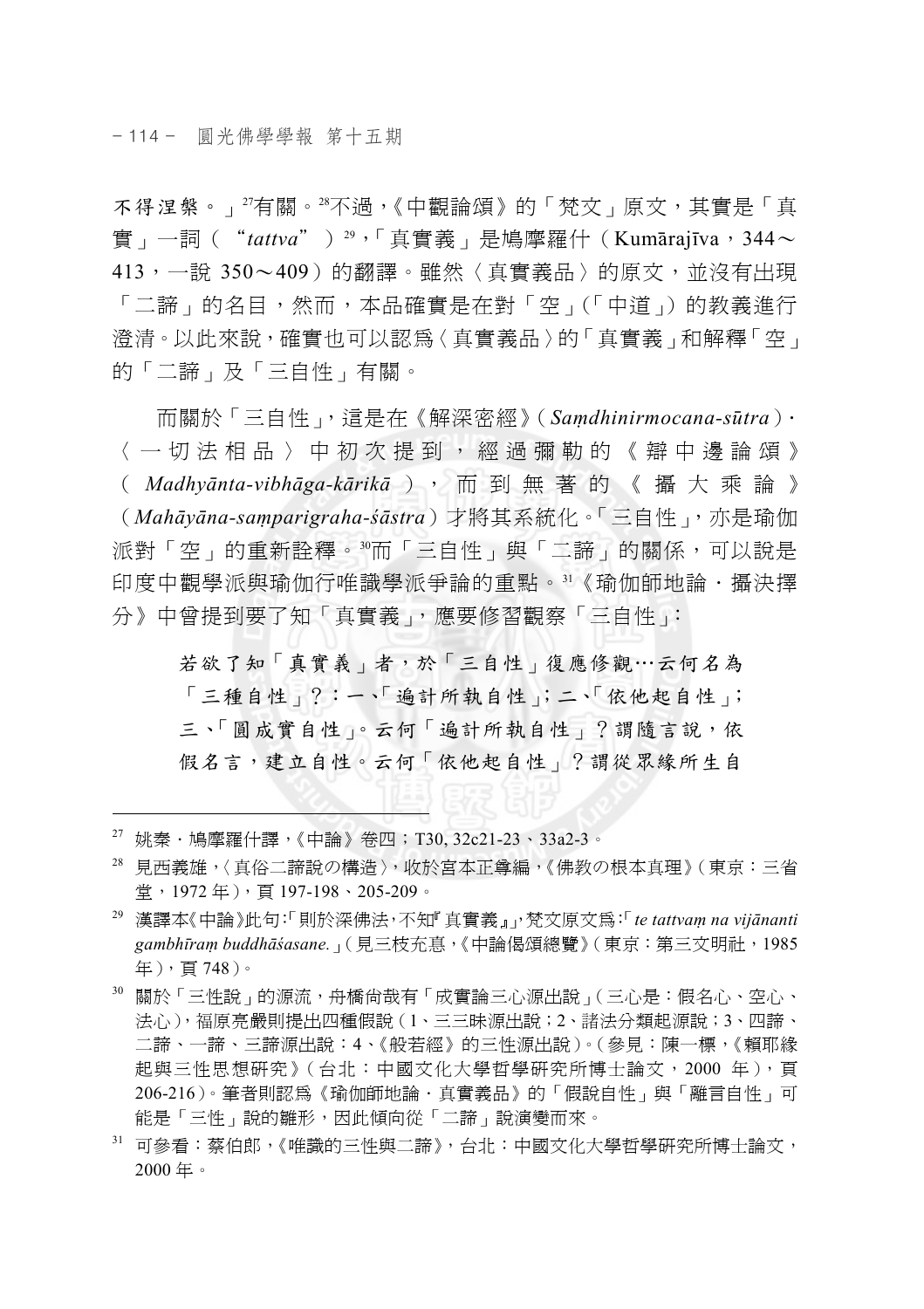不得涅槃。」[27]有關。[28]不過，《中觀論頌》的「梵文」原文，其實是「真實」一詞（"*tattva*"）[29]，「真實義」是鳩摩羅什（Kumārajīva，344～413，一說 350～409）的翻譯。雖然〈真實義品〉的原文，並沒有出現「二諦」的名目，然而，本品確實是在對「空」(「中道」) 的教義進行澄清。以此來說，確實也可以認為〈真實義品〉的「真實義」和解釋「空」的「二諦」及「三自性」有關。

而關於「三自性」，這是在《解深密經》(*Saṃdhinirmocana-sūtra*)．〈一切法相品〉中初次提到，經過彌勒的《辯中邊論頌》(*Madhyānta-vibhāga-kārikā*)，而到無著的《攝大乘論》(*Mahāyāna-saṃparigraha-śāstra*) 才將其系統化。「三自性」，亦是瑜伽派對「空」的重新詮釋。[30]而「三自性」與「二諦」的關係，可以說是印度中觀學派與瑜伽行唯識學派爭論的重點。[31]《瑜伽師地論．攝決擇分》中曾提到要了知「真實義」，應要修習觀察「三自性」：

> 若欲了知「真實義」者，於「三自性」復應修觀…云何名為「三種自性」？：一、「遍計所執自性」；二、「依他起自性」；三、「圓成實自性」。云何「遍計所執自性」？謂隨言說，依假名言，建立自性。云何「依他起自性」？謂從眾緣所生自

---

[27] 姚秦．鳩摩羅什譯，《中論》卷四；T30, 32c21-23、33a2-3。

[28] 見西義雄，〈真俗二諦説の構造〉，收於宮本正尊編，《佛教の根本真理》(東京：三省堂，1972 年)，頁 197-198、205-209。

[29] 漢譯本《中論》此句：「則於深佛法，不知『真實義』」，梵文原文為：「*te tattvaṃ na vijānanti gambhīraṃ buddhāśasane.*」(見三枝充悳，《中論偈頌總覽》(東京：第三文明社，1985 年)，頁 748)。

[30] 關於「三性說」的源流，舟橋尚哉有「成實論三心源出說」(三心是：假名心、空心、法心)，福原亮嚴則提出四種假說 (1、三三昧源出說；2、諸法分類起源說；3、四諦、二諦、一諦、三諦源出說；4、《般若經》的三性源出說)。(參見：陳一標，《賴耶緣起與三性思想研究》(台北：中國文化大學哲學研究所博士論文，2000 年)，頁 206-216)。筆者則認為《瑜伽師地論．真實義品》的「假說自性」與「離言自性」可能是「三性」說的雛形，因此傾向從「二諦」說演變而來。

[31] 可參看：蔡伯郎，《唯識的三性與二諦》，台北：中國文化大學哲學研究所博士論文，2000 年。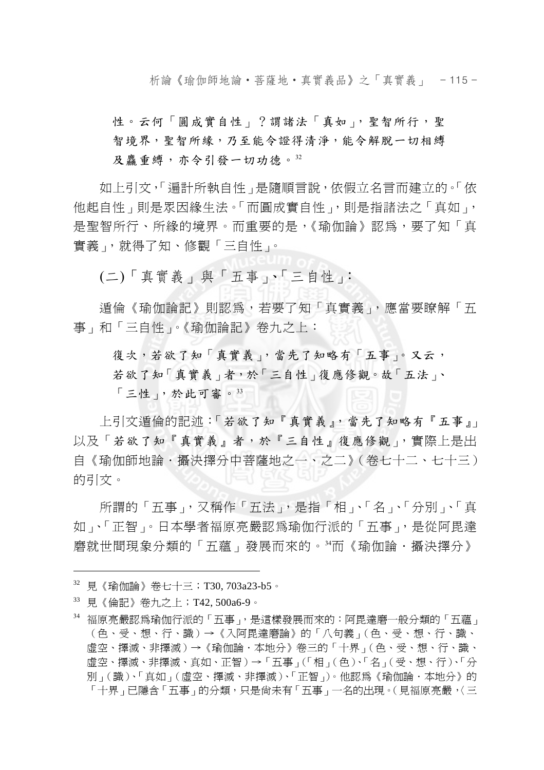性。云何「圓成實自性」？謂諸法「真如」，聖智所行，聖智境界，聖智所緣，乃至能令證得清淨，能令解脫一切相縛及麤重縛，亦令引發一切功德。[32]

如上引文，「遍計所執自性」是隨順言說，依假立名言而建立的。「依他起自性」則是眾因緣生法。「而圓成實自性」，則是指諸法之「真如」，是聖智所行、所緣的境界。而重要的是，《瑜伽論》認為，要了知「真實義」，就得了知、修觀「三自性」。

## (二)「真實義」與「五事」、「三自性」：

遁倫《瑜伽論記》則認為，若要了知「真實義」，應當要瞭解「五事」和「三自性」。《瑜伽論記》卷九之上：

> 復次，若欲了知「真實義」，當先了知略有「五事」。又云，若欲了知「真實義」者，於「三自性」復應修觀。故「五法」、「三性」，於此可審。[33]

上引文遁倫的記述：「若欲了知『真實義』，當先了知略有『五事』」以及「若欲了知『真實義』者，於『三自性』復應修觀」，實際上是出自《瑜伽師地論・攝決擇分中菩薩地之一、之二》(卷七十二、七十三)的引文。

所謂的「五事」，又稱作「五法」，是指「相」、「名」、「分別」、「真如」、「正智」。日本學者福原亮嚴認為瑜伽行派的「五事」，是從阿毘達磨就世間現象分類的「五蘊」發展而來的。[34]而《瑜伽論・攝決擇分》

---

[32] 見《瑜伽論》卷七十三；T30, 703a23-b5。

[33] 見《倫記》卷九之上；T42, 500a6-9。

[34] 福原亮嚴認為瑜伽行派的「五事」，是這樣發展而來的：阿毘達磨一般分類的「五蘊」（色、受、想、行、識）→《入阿毘達磨論》的「八句義」(色、受、想、行、識、虛空、擇滅、非擇滅)→《瑜伽論・本地分》卷三的「十界」(色、受、想、行、識、虛空、擇滅、非擇滅、真如、正智)→「五事」(「相」(色)、「名」(受、想、行)、「分別」(識)、「真如」(虛空、擇滅、非擇滅)、「正智」)。他認為《瑜伽論・本地分》的「十界」已隱含「五事」的分類，只是尚未有「五事」一名的出現。(見福原亮嚴，〈三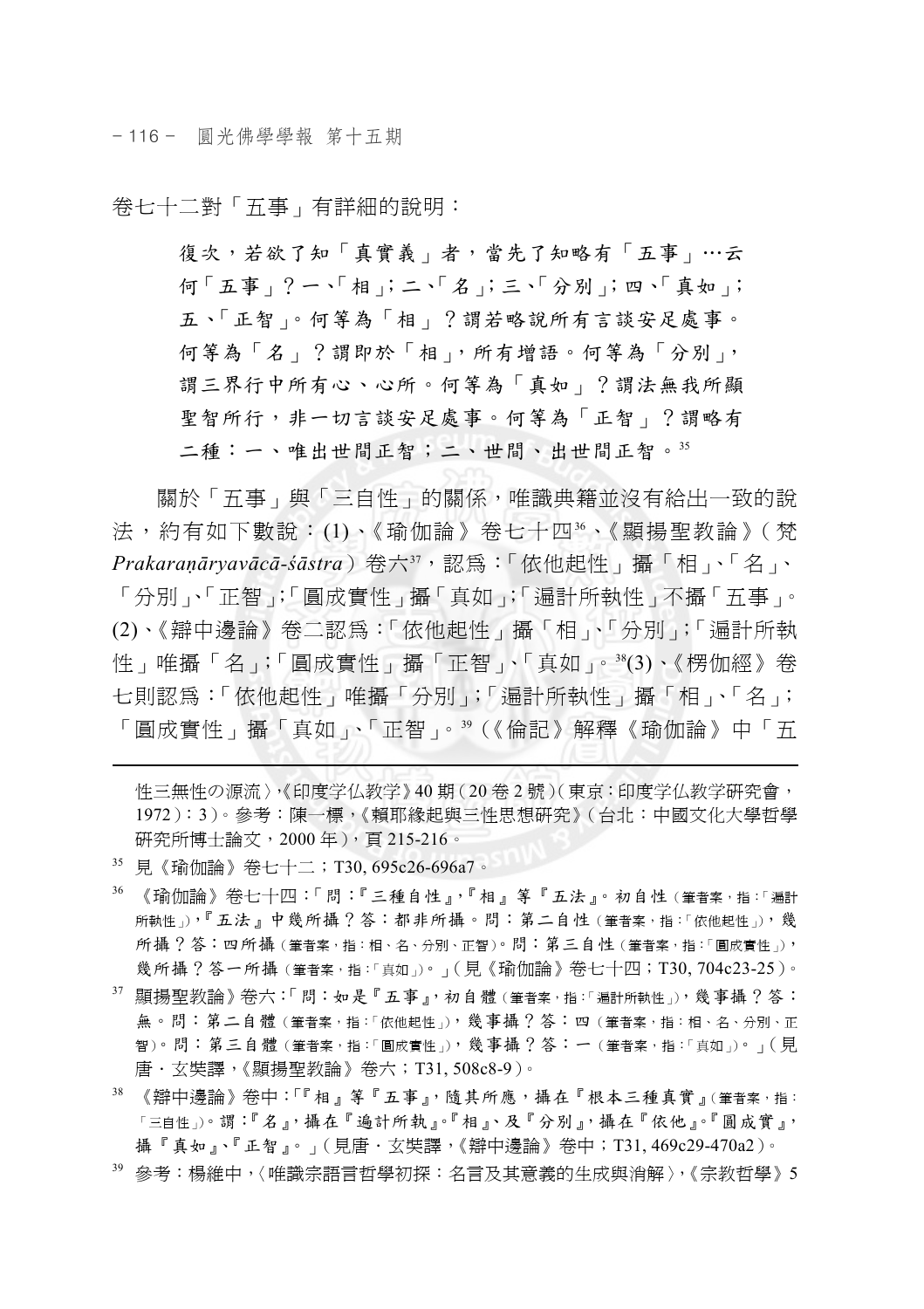卷七十二對「五事」有詳細的說明：

> 復次，若欲了知「真實義」者，當先了知略有「五事」…云何「五事」？一、「相」；二、「名」；三、「分別」；四、「真如」；五、「正智」。何等為「相」？謂若略說所有言談安足處事。何等為「名」？謂即於「相」，所有增語。何等為「分別」，謂三界行中所有心、心所。何等為「真如」？謂法無我所顯聖智所行，非一切言談安足處事。何等為「正智」？謂略有二種：一、唯出世間正智；二、世間、出世間正智。[35]

關於「五事」與「三自性」的關係，唯識典籍並沒有給出一致的說法，約有如下數說：(1)、《瑜伽論》卷七十四[36]、《顯揚聖教論》（梵 *Prakaraṇāryavācā-śāstra*）卷六[37]，認為：「依他起性」攝「相」、「名」、「分別」、「正智」；「圓成實性」攝「真如」；「遍計所執性」不攝「五事」。(2)、《辯中邊論》卷二認為：「依他起性」攝「相」、「分別」；「遍計所執性」唯攝「名」；「圓成實性」攝「正智」、「真如」。[38](3)、《楞伽經》卷七則認為：「依他起性」唯攝「分別」；「遍計所執性」攝「相」、「名」；「圓成實性」攝「真如」、「正智」。[39]（《倫記》解釋《瑜伽論》中「五

---

性三無性の源流〉，《印度学仏教学》40 期（20 卷 2 號）（東京：印度学仏教学研究會，1972）：3）。參考：陳一標，《賴耶緣起與三性思想研究》（台北：中國文化大學哲學研究所博士論文，2000 年），頁 215-216。

[35] 見《瑜伽論》卷七十二；T30, 695c26-696a7。

[36] 《瑜伽論》卷七十四：「問：『三種自性』，『相』等『五法』。初自性（筆者案，指：「遍計所執性」），『五法』中幾所攝？答：都非所攝。問：第二自性（筆者案，指：「依他起性」），幾所攝？答：四所攝（筆者案，指：相、名、分別、正智）。問：第三自性（筆者案，指：「圓成實性」），幾所攝？答一所攝（筆者案，指：「真如」）。」（見《瑜伽論》卷七十四；T30, 704c23-25）。

[37] 顯揚聖教論》卷六：「問：如是『五事』，初自體（筆者案，指：「遍計所執性」），幾事攝？答：無。問：第二自體（筆者案，指：「依他起性」），幾事攝？答：四（筆者案，指：相、名、分別、正智）。問：第三自體（筆者案，指：「圓成實性」），幾事攝？答：一（筆者案，指：「真如」）。」（見唐・玄奘譯，《顯揚聖教論》卷六；T31, 508c8-9）。

[38] 《辯中邊論》卷中：「『相』等『五事』，隨其所應，攝在『根本三種真實』（筆者案，指：「三自性」）。謂：『名』，攝在『遍計所執』。『相』、及『分別』，攝在『依他』。『圓成實』，攝『真如』、『正智』。」（見唐・玄奘譯，《辯中邊論》卷中；T31, 469c29-470a2）。

[39] 參考：楊維中，〈唯識宗語言哲學初探：名言及其意義的生成與消解〉，《宗教哲學》5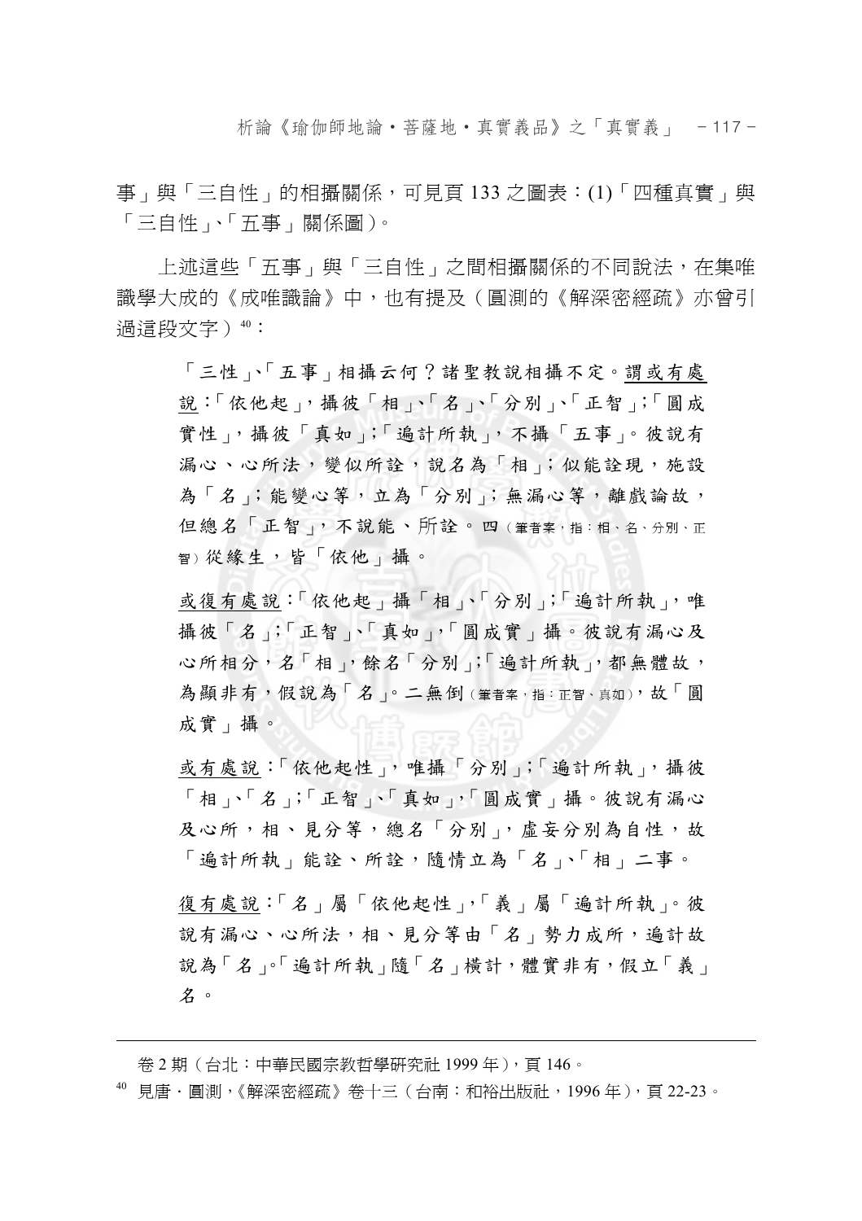事」與「三自性」的相攝關係，可見頁 133 之圖表：(1)「四種真實」與「三自性」、「五事」關係圖)。

上述這些「五事」與「三自性」之間相攝關係的不同說法，在集唯識學大成的《成唯識論》中，也有提及（圓測的《解深密經疏》亦曾引過這段文字）[40]：

> 「三性」、「五事」相攝云何？諸聖教說相攝不定。<u>謂或有處說</u>：「依他起」，攝彼「相」、「名」、「分別」、「正智」；「圓成實性」，攝彼「真如」；「遍計所執」，不攝「五事」。彼說有漏心、心所法，變似所詮，說名為「相」；似能詮現，施設為「名」；能變心等，立為「分別」；無漏心等，離戲論故，但總名「正智」，不說能、所詮。四（筆者案，指：相、名、分別、正智）從緣生，皆「依他」攝。
>
> <u>或復有處說</u>：「依他起」攝「相」、「分別」；「遍計所執」，唯攝彼「名」；「正智」、「真如」，「圓成實」攝。彼說有漏心及心所相分，名「相」，餘名「分別」；「遍計所執」，都無體故，為顯非有，假說為「名」。二無倒（筆者案，指：正智、真如），故「圓成實」攝。
>
> <u>或有處說</u>：「依他起性」，唯攝「分別」；「遍計所執」，攝彼「相」、「名」；「正智」、「真如」，「圓成實」攝。彼說有漏心及心所，相、見分等，總名「分別」，虛妄分別為自性，故「遍計所執」能詮、所詮，隨情立為「名」、「相」二事。
>
> <u>復有處說</u>：「名」屬「依他起性」，「義」屬「遍計所執」。彼說有漏心、心所法，相、見分等由「名」勢力成所，遍計故說為「名」。「遍計所執」隨「名」橫計，體實非有，假立「義」名。

---

卷 2 期（台北：中華民國宗教哲學研究社 1999 年），頁 146。

[40] 見唐・圓測，《解深密經疏》卷十三（台南：和裕出版社，1996 年），頁 22-23。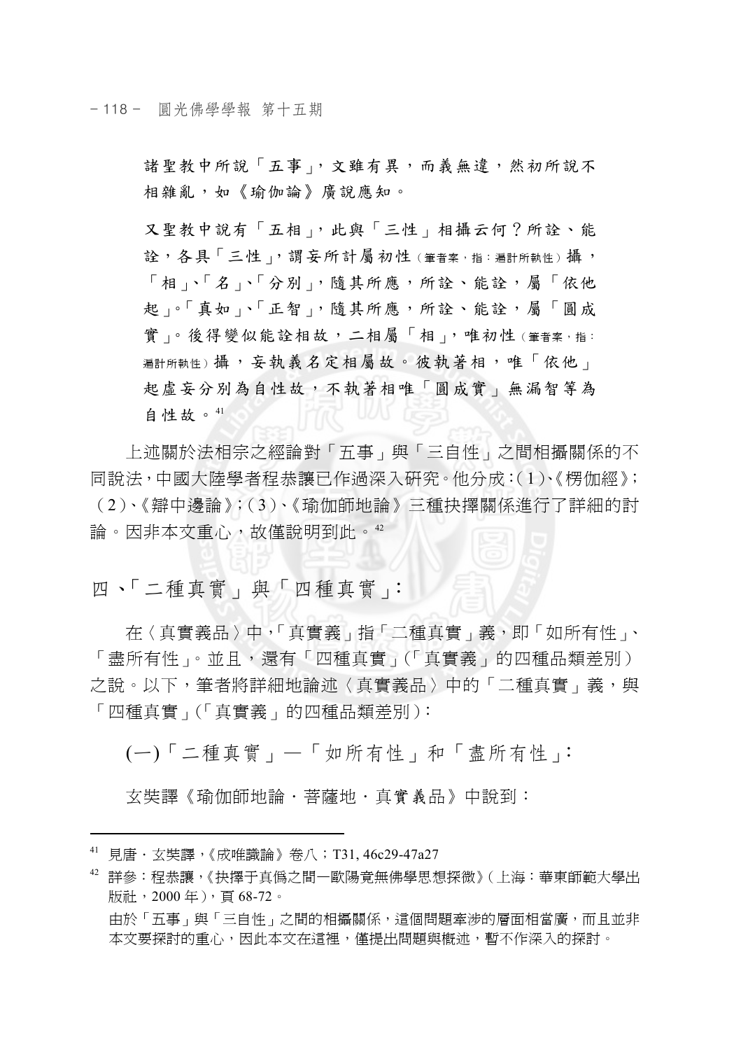諸聖教中所說「五事」，文雖有異，而義無違，然初所說不相雜亂，如《瑜伽論》廣說應知。

又聖教中說有「五相」，此與「三性」相攝云何？所詮、能詮，各具「三性」，謂妄所計屬初性（筆者案，指：遍計所執性）攝，「相」、「名」、「分別」，隨其所應，所詮、能詮，屬「依他起」。「真如」、「正智」，隨其所應，所詮、能詮，屬「圓成實」。後得變似能詮相故，二相屬「相」，唯初性（筆者案，指：遍計所執性）攝，妄執義名定相屬故。彼執著相，唯「依他」起虛妄分別為自性故，不執著相唯「圓成實」無漏智等為自性故。[41]

上述關於法相宗之經論對「五事」與「三自性」之間相攝關係的不同說法，中國大陸學者程恭讓已作過深入研究。他分成：(1)、《楞伽經》；(2)、《辯中邊論》；(3)、《瑜伽師地論》三種抉擇關係進行了詳細的討論。因非本文重心，故僅說明到此。[42]

## 四、「二種真實」與「四種真實」：

在〈真實義品〉中，「真實義」指「二種真實」義，即「如所有性」、「盡所有性」。並且，還有「四種真實」(「真實義」的四種品類差別）之說。以下，筆者將詳細地論述〈真實義品〉中的「二種真實」義，與「四種真實」(「真實義」的四種品類差別）：

### (一)「二種真實」—「如所有性」和「盡所有性」：

玄奘譯《瑜伽師地論・菩薩地・真實義品》中說到：

---

[41] 見唐・玄奘譯，《成唯識論》卷八；T31, 46c29-47a27

[42] 詳參：程恭讓，《抉擇于真僞之間─歐陽竟無佛學思想探微》(上海：華東師範大學出版社，2000 年），頁 68-72。
由於「五事」與「三自性」之間的相攝關係，這個問題牽涉的層面相當廣，而且並非本文要探討的重心，因此本文在這裡，僅提出問題與概述，暫不作深入的探討。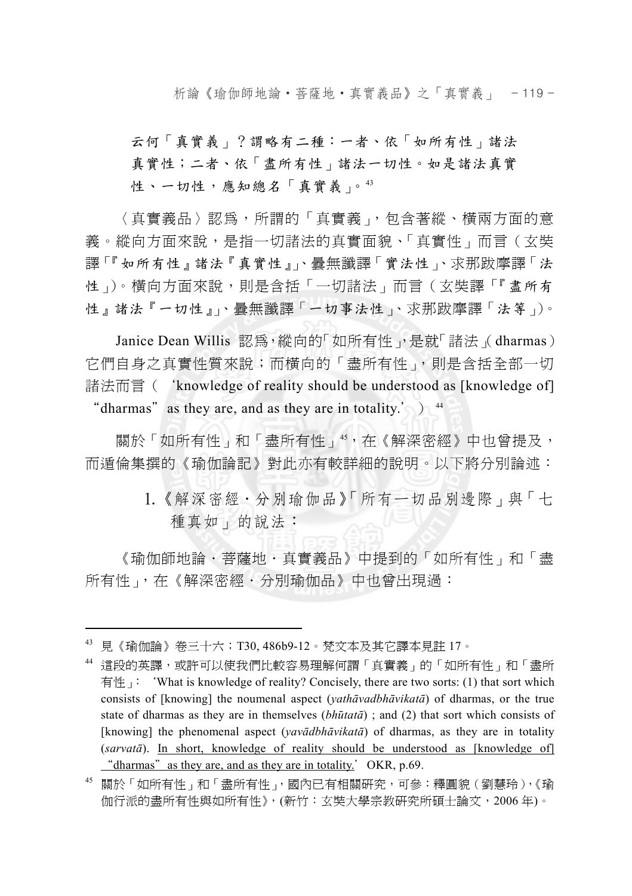云何「真實義」？謂略有二種：一者、依「如所有性」諸法真實性；二者、依「盡所有性」諸法一切性。如是諸法真實性、一切性，應知總名「真實義」。[43]

〈真實義品〉認為，所謂的「真實義」，包含著縱、橫兩方面的意義。縱向方面來說，是指一切諸法的真實面貌、「真實性」而言（玄奘譯「『如所有性』諸法『真實性』」、曇無讖譯「實法性」、求那跋摩譯「法性」）。橫向方面來說，則是含括「一切諸法」而言（玄奘譯「『盡所有性』諸法『一切性』」、曇無讖譯「一切事法性」、求那跋摩譯「法等」）。

Janice Dean Willis 認為，縱向的「如所有性」，是就「諸法」（dharmas）它們自身之真實性質來說；而橫向的「盡所有性」，則是含括全部一切諸法而言（'knowledge of reality should be understood as [knowledge of] "dharmas" as they are, and as they are in totality.'）[44]

關於「如所有性」和「盡所有性」[45]，在《解深密經》中也曾提及，而遁倫集撰的《瑜伽論記》對此亦有較詳細的說明。以下將分別論述：

### 1.《解深密經・分別瑜伽品》「所有一切品別邊際」與「七種真如」的說法：

《瑜伽師地論・菩薩地・真實義品》中提到的「如所有性」和「盡所有性」，在《解深密經・分別瑜伽品》中也曾出現過：

---

[43] 見《瑜伽論》卷三十六；T30, 486b9-12。梵文本及其它譯本見註 17。

[44] 這段的英譯，或許可以使我們比較容易理解何謂「真實義」的「如所有性」和「盡所有性」：'What is knowledge of reality? Concisely, there are two sorts: (1) that sort which consists of [knowing] the noumenal aspect (*yathāvadbhāvikatā*) of dharmas, or the true state of dharmas as they are in themselves (*bhūtatā*) ; and (2) that sort which consists of [knowing] the phenomenal aspect (*yavādbhāvikatā*) of dharmas, as they are in totality (*sarvatā*). In short, knowledge of reality should be understood as [knowledge of] "dharmas" as they are, and as they are in totality.' OKR, p.69.

[45] 關於「如所有性」和「盡所有性」，國內已有相關研究，可參：釋圓貌（劉慧玲），《瑜伽行派的盡所有性與如所有性》，(新竹：玄奘大學宗教研究所碩士論文，2006 年)。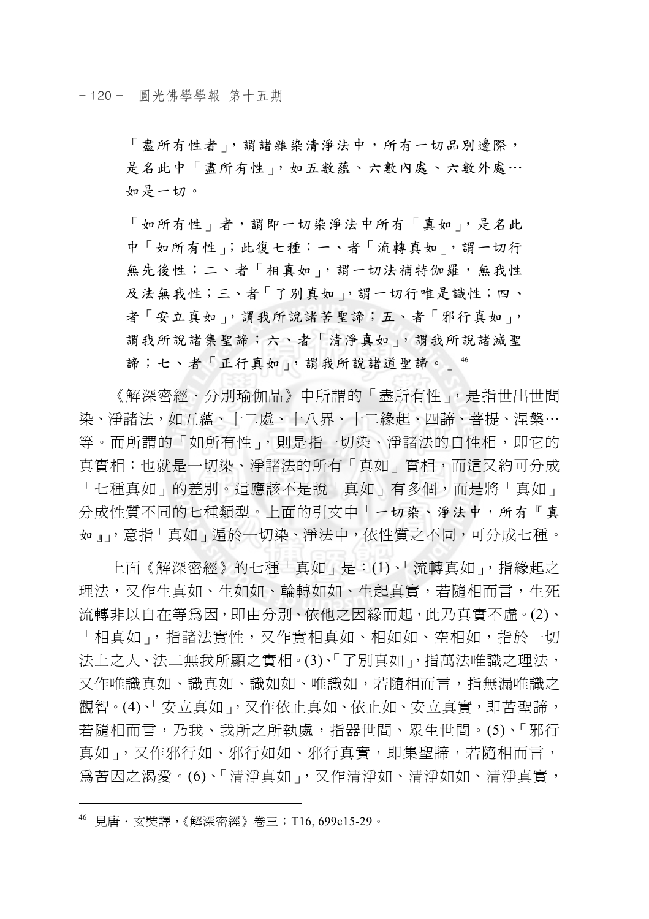「盡所有性者」，謂諸雜染清淨法中，所有一切品別邊際，是名此中「盡所有性」，如五數蘊、六數內處、六數外處…如是一切。

「如所有性」者，謂即一切染淨法中所有「真如」，是名此中「如所有性」；此復七種：一、者「流轉真如」，謂一切行無先後性；二、者「相真如」，謂一切法補特伽羅，無我性及法無我性；三、者「了別真如」，謂一切行唯是識性；四、者「安立真如」，謂我所說諸苦聖諦；五、者「邪行真如」，謂我所說諸集聖諦；六、者「清淨真如」，謂我所說諸滅聖諦；七、者「正行真如」，謂我所說諸道聖諦。」[46]

《解深密經．分別瑜伽品》中所謂的「盡所有性」，是指世出世間染、淨諸法，如五蘊、十二處、十八界、十二緣起、四諦、菩提、涅槃…等。而所謂的「如所有性」，則是指一切染、淨諸法的自性相，即它的真實相；也就是一切染、淨諸法的所有「真如」實相，而這又約可分成「七種真如」的差別。這應該不是說「真如」有多個，而是將「真如」分成性質不同的七種類型。上面的引文中「一切染、淨法中，所有『真如』」，意指「真如」遍於一切染、淨法中，依性質之不同，可分成七種。

上面《解深密經》的七種「真如」是：(1)、「流轉真如」，指緣起之理法，又作生真如、生如如、輪轉如如、生起真實，若隨相而言，生死流轉非以自在等爲因，即由分別、依他之因緣而起，此乃真實不虛。(2)、「相真如」，指諸法實性，又作實相真如、相如如、空相如，指於一切法上之人、法二無我所顯之實相。(3)、「了別真如」，指萬法唯識之理法，又作唯識真如、識真如、識如如、唯識如，若隨相而言，指無漏唯識之觀智。(4)、「安立真如」，又作依止真如、依止如、安立真實，即苦聖諦，若隨相而言，乃我、我所之所執處，指器世間、眾生世間。(5)、「邪行真如」，又作邪行如、邪行如如、邪行真實，即集聖諦，若隨相而言，爲苦因之渴愛。(6)、「清淨真如」，又作清淨如、清淨如如、清淨真實，

[46] 見唐．玄奘譯，《解深密經》卷三；T16, 699c15-29。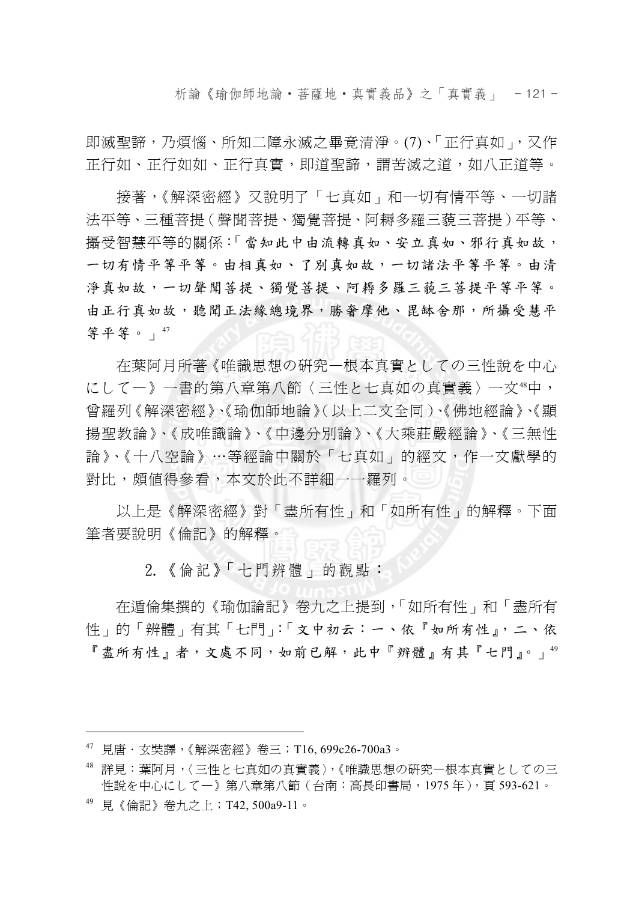即滅聖諦，乃煩惱、所知二障永滅之畢竟清淨。(7)、「正行真如」，又作正行如、正行如如、正行真實，即道聖諦，謂苦滅之道，如八正道等。

接著，《解深密經》又說明了「七真如」和一切有情平等、一切諸法平等、三種菩提（聲聞菩提、獨覺菩提、阿耨多羅三藐三菩提）平等、攝受智慧平等的關係：「當知此中由流轉真如、安立真如、邪行真如故，一切有情平等平等。由相真如、了別真如故，一切諸法平等平等。由清淨真如故，一切聲聞菩提、獨覺菩提、阿耨多羅三藐三菩提平等平等。由正行真如故，聽聞正法緣總境界，勝奢摩他、毘缽舍那，所攝受慧平等平等。」[47]

在葉阿月所著《唯識思想の研究—根本真實としての三性說を中心にして—》一書的第八章第八節〈三性と七真如の真實義〉一文[48]中，曾羅列《解深密經》、《瑜伽師地論》(以上二文全同)、《佛地經論》、《顯揚聖教論》、《成唯識論》、《中邊分別論》、《大乘莊嚴經論》、《三無性論》、《十八空論》…等經論中關於「七真如」的經文，作一文獻學的對比，頗值得參看，本文於此不詳細一一羅列。

以上是《解深密經》對「盡所有性」和「如所有性」的解釋。下面筆者要說明《倫記》的解釋。

### 2.《倫記》「七門辨體」的觀點：

在遁倫集撰的《瑜伽論記》卷九之上提到，「如所有性」和「盡所有性」的「辨體」有其「七門」：「文中初云：一、依『如所有性』，二、依『盡所有性』者，文處不同，如前已解，此中『辨體』有其『七門』。」[49]

---

[47] 見唐．玄奘譯，《解深密經》卷三；T16, 699c26-700a3。

[48] 詳見：葉阿月，〈三性と七真如の真實義〉，《唯識思想の研究—根本真實としての三性說を中心にして—》第八章第八節（台南：高長印書局，1975 年），頁 593-621。

[49] 見《倫記》卷九之上；T42, 500a9-11。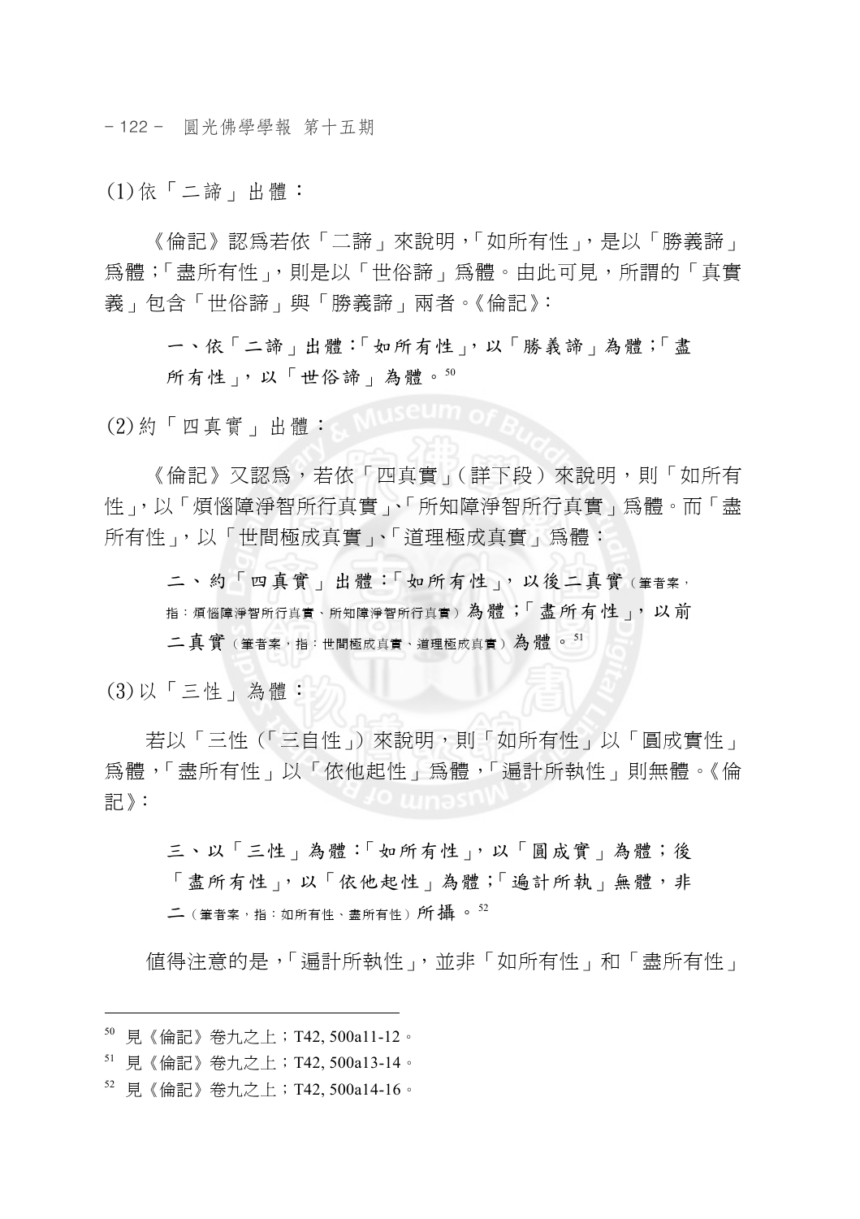(1)依「二諦」出體：

《倫記》認爲若依「二諦」來說明，「如所有性」，是以「勝義諦」爲體；「盡所有性」，則是以「世俗諦」爲體。由此可見，所謂的「真實義」包含「世俗諦」與「勝義諦」兩者。《倫記》：

> 一、依「二諦」出體：「如所有性」，以「勝義諦」為體；「盡所有性」，以「世俗諦」為體。[50]

(2)約「四真實」出體：

《倫記》又認爲，若依「四真實」（詳下段）來說明，則「如所有性」，以「煩惱障淨智所行真實」、「所知障淨智所行真實」爲體。而「盡所有性」，以「世間極成真實」、「道理極成真實」爲體：

> 二、約「四真實」出體：「如所有性」，以後二真實（筆者案，指：煩惱障淨智所行真實、所知障淨智所行真實）為體；「盡所有性」，以前二真實（筆者案，指：世間極成真實、道理極成真實）為體。[51]

(3)以「三性」為體：

若以「三性（「三自性」）來說明，則「如所有性」以「圓成實性」爲體，「盡所有性」以「依他起性」爲體，「遍計所執性」則無體。《倫記》：

> 三、以「三性」為體：「如所有性」，以「圓成實」為體；後「盡所有性」，以「依他起性」為體；「遍計所執」無體，非二（筆者案，指：如所有性、盡所有性）所攝。[52]

值得注意的是，「遍計所執性」，並非「如所有性」和「盡所有性」

---

[50] 見《倫記》卷九之上；T42, 500a11-12。

[51] 見《倫記》卷九之上；T42, 500a13-14。

[52] 見《倫記》卷九之上；T42, 500a14-16。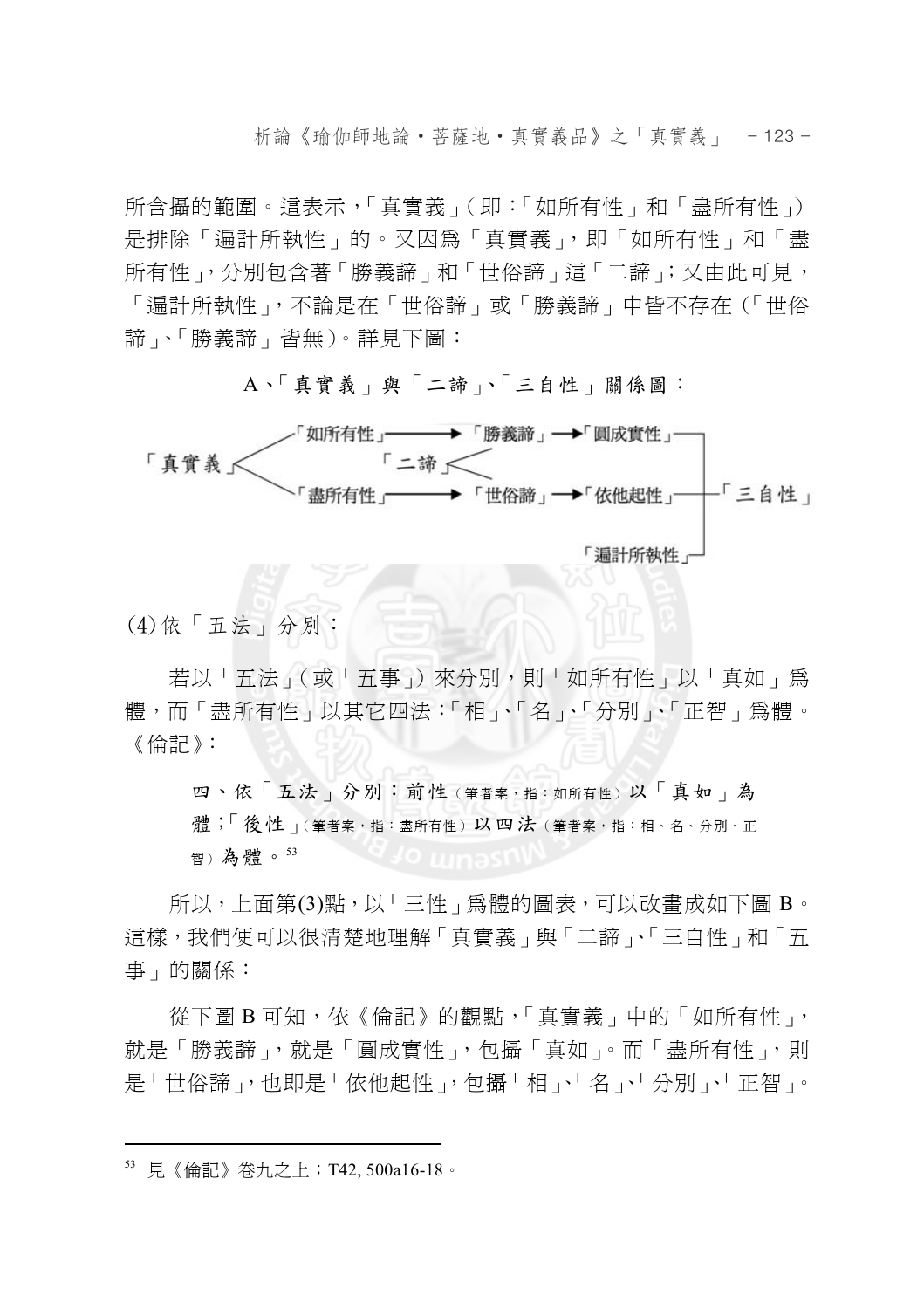所含攝的範圍。這表示，「真實義」(即：「如所有性」和「盡所有性」)是排除「遍計所執性」的。又因為「真實義」，即「如所有性」和「盡所有性」，分別包含著「勝義諦」和「世俗諦」這「二諦」；又由此可見，「遍計所執性」，不論是在「世俗諦」或「勝義諦」中皆不存在(「世俗諦」、「勝義諦」皆無)。詳見下圖：

A、「真實義」與「二諦」、「三自性」關係圖：

```
              ┌「如所有性」──────→「勝義諦」─→「圓成實性」──┐
「真實義」─┤         「二諦」                              │
              └「盡所有性」──────→「世俗諦」─→「依他起性」──┼─「三自性」
                                                           │
                                          「遍計所執性」────┘
```

(4) 依「五法」分別：

若以「五法」(或「五事」)來分別，則「如所有性」以「真如」為體，而「盡所有性」以其它四法：「相」、「名」、「分別」、「正智」為體。《倫記》：

> **四、依「五法」分別：前性**(筆者案，指：如所有性)**以「真如」為體；「後性」**(筆者案，指：盡所有性)**以四法**(筆者案，指：相、名、分別、正智)**為體。**[53]

所以，上面第(3)點，以「三性」為體的圖表，可以改畫成如下圖 B。這樣，我們便可以很清楚地理解「真實義」與「二諦」、「三自性」和「五事」的關係：

從下圖 B 可知，依《倫記》的觀點，「真實義」中的「如所有性」，就是「勝義諦」，就是「圓成實性」，包攝「真如」。而「盡所有性」，則是「世俗諦」，也即是「依他起性」，包攝「相」、「名」、「分別」、「正智」。

---

[53] 見《倫記》卷九之上；T42, 500a16-18。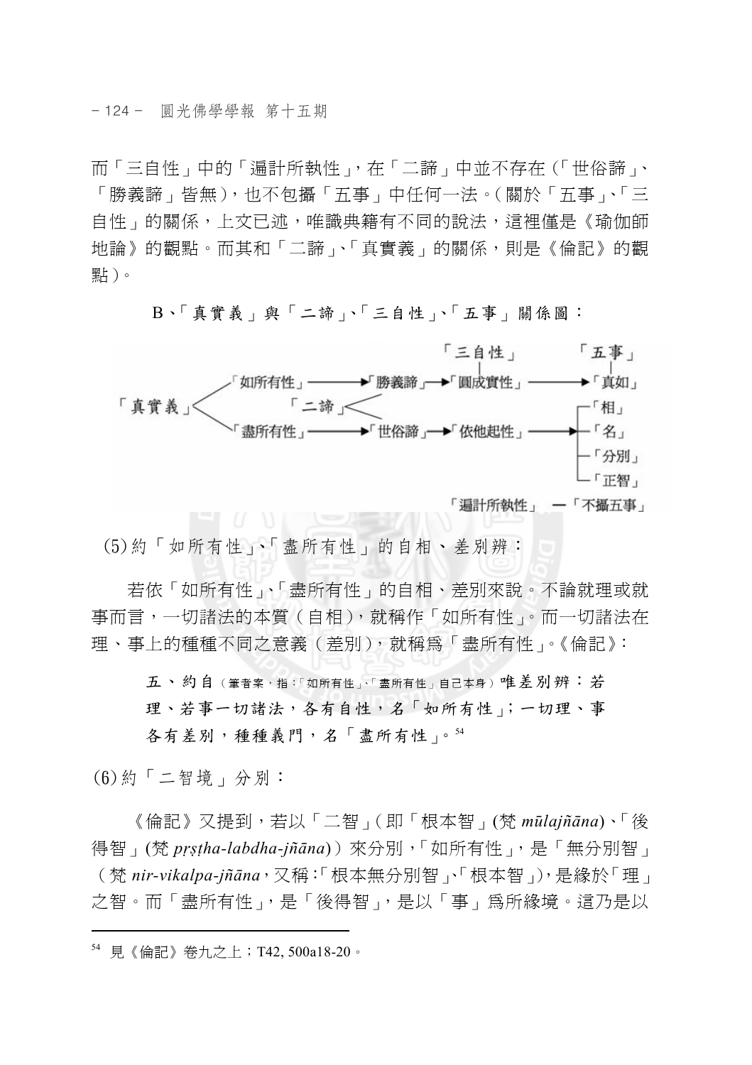而「三自性」中的「遍計所執性」，在「二諦」中並不存在（「世俗諦」、「勝義諦」皆無），也不包攝「五事」中任何一法。（關於「五事」、「三自性」的關係，上文已述，唯識典籍有不同的說法，這裡僅是《瑜伽師地論》的觀點。而其和「二諦」、「真實義」的關係，則是《倫記》的觀點）。

B、「真實義」與「二諦」、「三自性」、「五事」關係圖：

```
                                                    「三自性」          「五事」
                                                        |                  |
              ┌「如所有性」──────→「勝義諦」─→「圓成實性」──────→「真如」
「真實義」<        「二諦」<
              └「盡所有性」──────→「世俗諦」─→「依他起性」──────→┬「相」
                                                                  ├「名」
                                                                  ├「分別」
                                                                  └「正智」
                                                    「遍計所執性」 ─「不攝五事」
```

(5)約「如所有性」、「盡所有性」的自相、差別辨：

若依「如所有性」、「盡所有性」的自相、差別來說。不論就理或就事而言，一切諸法的本質（自相），就稱作「如所有性」。而一切諸法在理、事上的種種不同之意義（差別），就稱為「盡所有性」。《倫記》：

> 五、約自（筆者案，指：「如所有性」、「盡所有性」自己本身）唯差別辨：若理、若事一切諸法，各有自性，名「如所有性」；一切理、事各有差別，種種義門，名「盡所有性」。[54]

(6)約「二智境」分別：

《倫記》又提到，若以「二智」（即「根本智」(梵 *mūlajñāna*)、「後得智」(梵 *pṛṣṭha-labdha-jñāna*)）來分別，「如所有性」，是「無分別智」（梵 *nir-vikalpa-jñāna*，又稱：「根本無分別智」、「根本智」），是緣於「理」之智。而「盡所有性」，是「後得智」，是以「事」為所緣境。這乃是以

---

[54] 見《倫記》卷九之上；T42, 500a18-20。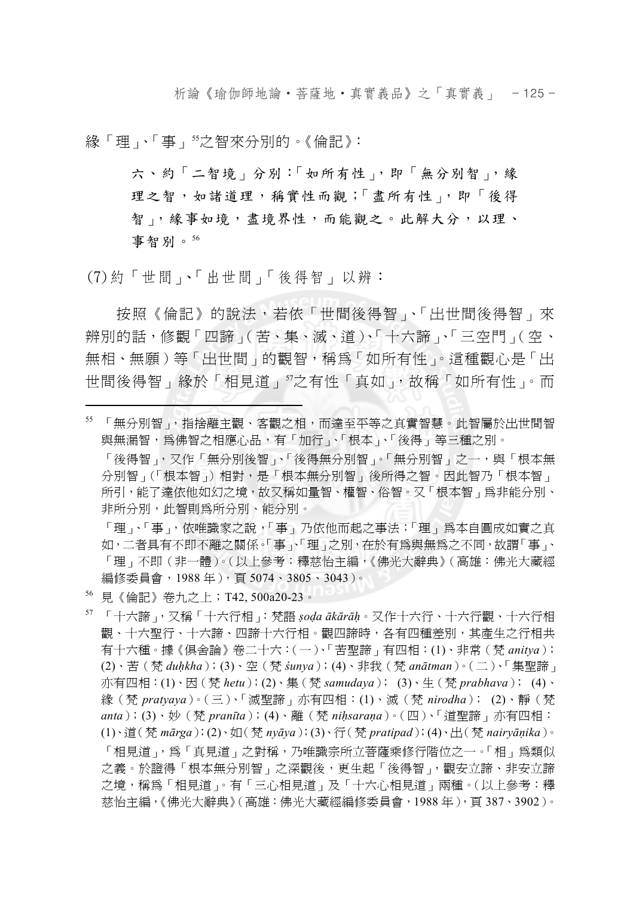緣「理」、「事」[55]之智來分別的。《倫記》：

> 六、約「二智境」分別：「如所有性」，即「無分別智」，緣理之智，如諸道理，稱實性而觀；「盡所有性」，即「後得智」，緣事如境，盡境界性，而能觀之。此解大分，以理、事智別。[56]

(7) 約「世間」、「出世間」「後得智」以辨：

按照《倫記》的說法，若依「世間後得智」、「出世間後得智」來辨別的話，修觀「四諦」(苦、集、滅、道)、「十六諦」、「三空門」(空、無相、無願)等「出世間」的觀智，稱爲「如所有性」。這種觀心是「出世間後得智」緣於「相見道」[57]之有性「真如」，故稱「如所有性」。而

---

[55] 「無分別智」，指捨離主觀、客觀之相，而達至平等之真實智慧。此智屬於出世間智與無漏智，爲佛智之相應心品，有「加行」、「根本」、「後得」等三種之別。

「後得智」，又作「無分別後智」、「後得無分別智」。「無分別智」之一，與「根本無分別智」(「根本智」)相對，是「根本無分別智」後所得之智。因此智乃「根本智」所引，能了達依他如幻之境，故又稱如量智、權智、俗智。又「根本智」爲非能分別、非所分別，此智則爲所分別、能分別。

「理」、「事」，依唯識家之說，「事」乃依他而起之事法；「理」爲本自圓成如實之真如，二者具有不即不離之關係。「事」、「理」之別，在於有爲與無爲之不同，故謂「事」、「理」不即(非一體)。(以上參考：釋慈怡主編，《佛光大辭典》(高雄：佛光大藏經編修委員會，1988 年)，頁 5074、3805、3043)。

[56] 見《倫記》卷九之上；T42, 500a20-23。

[57] 「十六諦」，又稱「十六行相」：梵語 *ṣoḍa ākārāḥ*。又作十六行、十六行觀、十六行相觀、十六聖行、十六諦、四諦十六行相。觀四諦時，各有四種差別，其產生之行相共有十六種。據《俱舍論》卷二十六：(一)、「苦聖諦」有四相：(1)、非常(梵 *anitya*)；(2)、苦(梵 *duḥkha*)；(3)、空(梵 *śunya*)；(4)、非我(梵 *anātman*)。(二)、「集聖諦」亦有四相：(1)、因(梵 *hetu*)；(2)、集(梵 *samudaya*)； (3)、生(梵 *prabhava*)； (4)、緣(梵 *pratyaya*)。(三)、「滅聖諦」亦有四相：(1)、滅(梵 *nirodha*)； (2)、靜(梵 *anta*)；(3)、妙(梵 *pranīta*)；(4)、離(梵 *niḥsaraṇa*)。(四)、「道聖諦」亦有四相：(1)、道(梵 *mārga*)；(2)、如(梵 *nyāya*)；(3)、行(梵 *pratipad*)；(4)、出(梵 *nairyāṇika*)。

「相見道」，爲「真見道」之對稱，乃唯識宗所立菩薩乘修行階位之一。「相」爲類似之義。於證得「根本無分別智」之深觀後，更生起「後得智」，觀安立諦、非安立諦之境，稱爲「相見道」。有「三心相見道」及「十六心相見道」兩種。(以上參考：釋慈怡主編，《佛光大辭典》(高雄：佛光大藏經編修委員會，1988 年)，頁 387、3902)。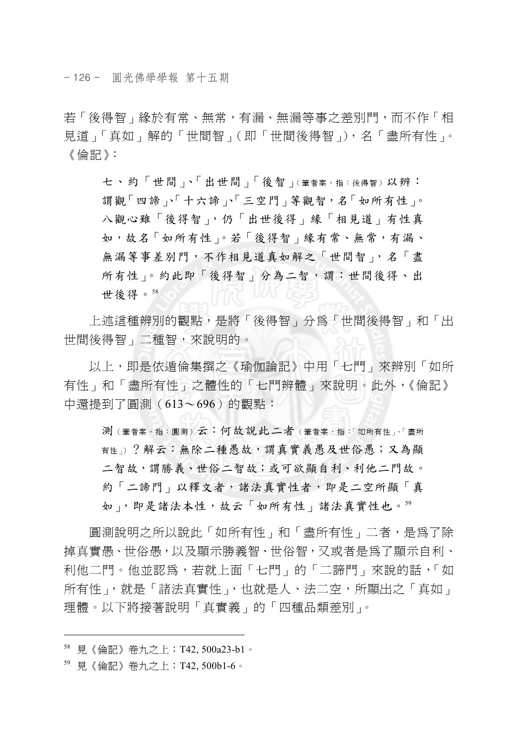若「後得智」緣於有常、無常，有漏、無漏等事之差別門，而不作「相見道」「真如」解的「世間智」(即「世間後得智」)，名「盡所有性」。《倫記》：

> 七、約「世間」、「出世間」「後智」(筆者案，指：後得智) 以辨：謂觀「四諦」、「十六諦」、「三空門」等觀智，名「如所有性」。八觀心雖「後得智」，仍「出世後得」緣「相見道」有性真如，故名「如所有性」。若「後得智」緣有常、無常，有漏、無漏等事差別門，不作相見道真如解之「世間智」，名「盡所有性」。約此即「後得智」分為二智，謂：世間後得、出世後得。[58]

上述這種辨別的觀點，是將「後得智」分爲「世間後得智」和「出世間後得智」二種智，來說明的。

以上，即是依遁倫集撰之《瑜伽論記》中用「七門」來辨別「如所有性」和「盡所有性」之體性的「七門辨體」來說明。此外，《倫記》中還提到了圓測（613～696）的觀點：

> 測(筆者案，指：圓測) 云：何故說此二者(筆者案，指：「如所有性」、「盡所有性」)？解云：無除二種愚故，謂真實義愚及世俗愚；又為顯二智故，謂勝義、世俗二智故；或可欲顯自利、利他二門故。約「二諦門」以釋文者，諸法真實性者，即是二空所顯「真如」，即是諸法本性，故云「如所有性」諸法真實性也。[59]

圓測說明之所以說此「如所有性」和「盡所有性」二者，是爲了除掉真實愚、世俗愚，以及顯示勝義智、世俗智，又或者是爲了顯示自利、利他二門。他並認爲，若就上面「七門」的「二諦門」來說的話，「如所有性」，就是「諸法真實性」，也就是人、法二空，所顯出之「真如」理體。以下將接著說明「真實義」的「四種品類差別」。

---

[58] 見《倫記》卷九之上；T42, 500a23-b1。

[59] 見《倫記》卷九之上；T42, 500b1-6。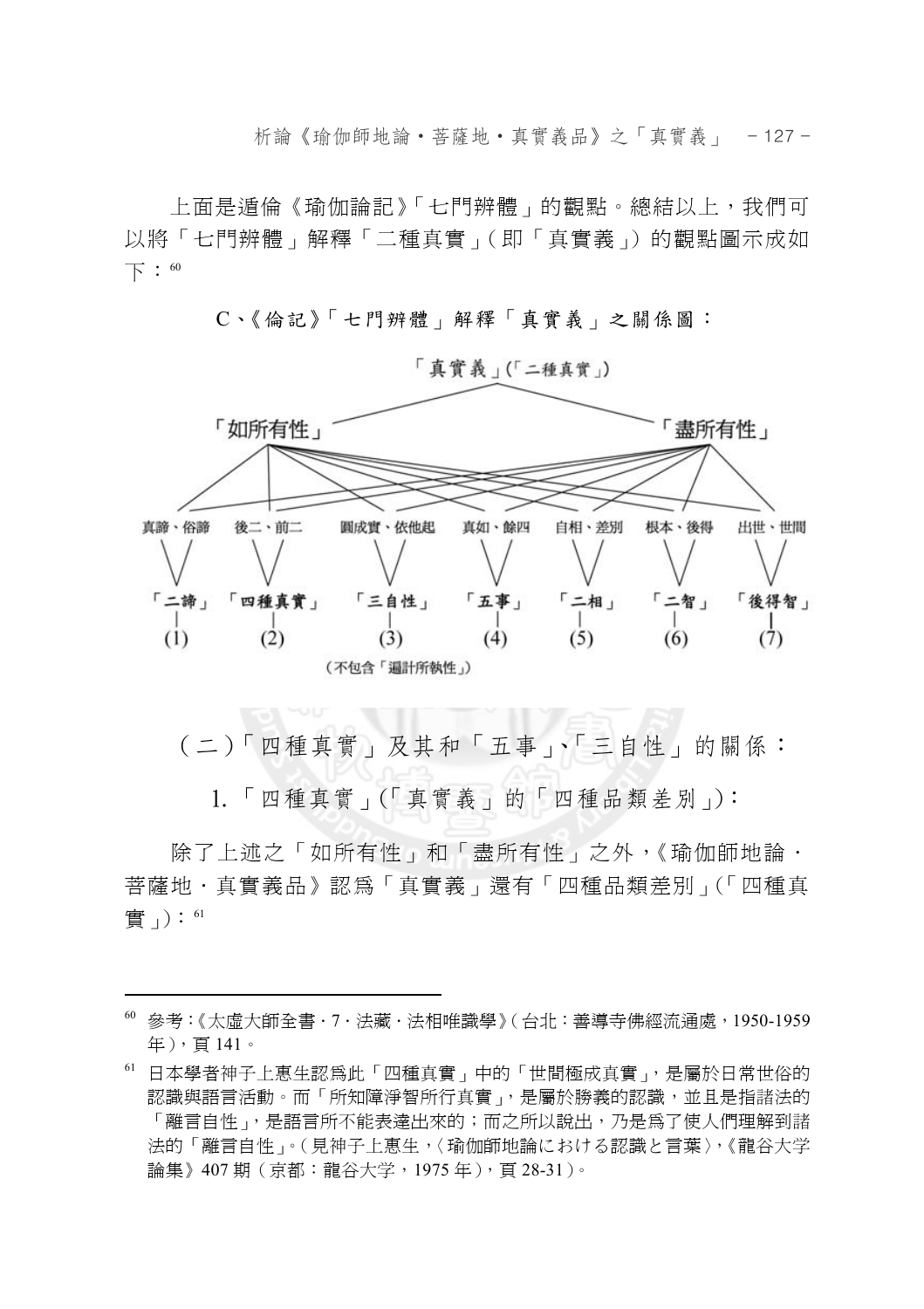上面是遁倫《瑜伽論記》「七門辨體」的觀點。總結以上，我們可以將「七門辨體」解釋「二種真實」(即「真實義」)的觀點圖示成如下：[60]

C、《倫記》「七門辨體」解釋「真實義」之關係圖：

「真實義」(「二種真實」)

「如所有性」　　「盡所有性」

| 真諦、俗諦 | 後二、前二 | 圓成實、依他起 | 真如、餘四 | 自相、差別 | 根本、後得 | 出世、世間 |
|---|---|---|---|---|---|---|
| 「二諦」 | 「四種真實」 | 「三自性」 | 「五事」 | 「二相」 | 「二智」 | 「後得智」 |
| (1) | (2) | (3) | (4) | (5) | (6) | (7) |

(不包含「遍計所執性」)

## (二)「四種真實」及其和「五事」、「三自性」的關係：

### 1.「四種真實」(「真實義」的「四種品類差別」)：

除了上述之「如所有性」和「盡所有性」之外，《瑜伽師地論．菩薩地．真實義品》認為「真實義」還有「四種品類差別」(「四種真實」)：[61]

---

[60] 參考：《太虛大師全書．7．法藏．法相唯識學》(台北：善導寺佛經流通處，1950-1959年)，頁141。

[61] 日本學者神子上惠生認為此「四種真實」中的「世間極成真實」，是屬於日常世俗的認識與語言活動。而「所知障淨智所行真實」，是屬於勝義的認識，並且是指諸法的「離言自性」，是語言所不能表達出來的；而之所以說出，乃是為了使人們理解到諸法的「離言自性」。(見神子上惠生，〈瑜伽師地論における認識と言葉〉，《龍谷大学論集》407期(京都：龍谷大学，1975年)，頁28-31)。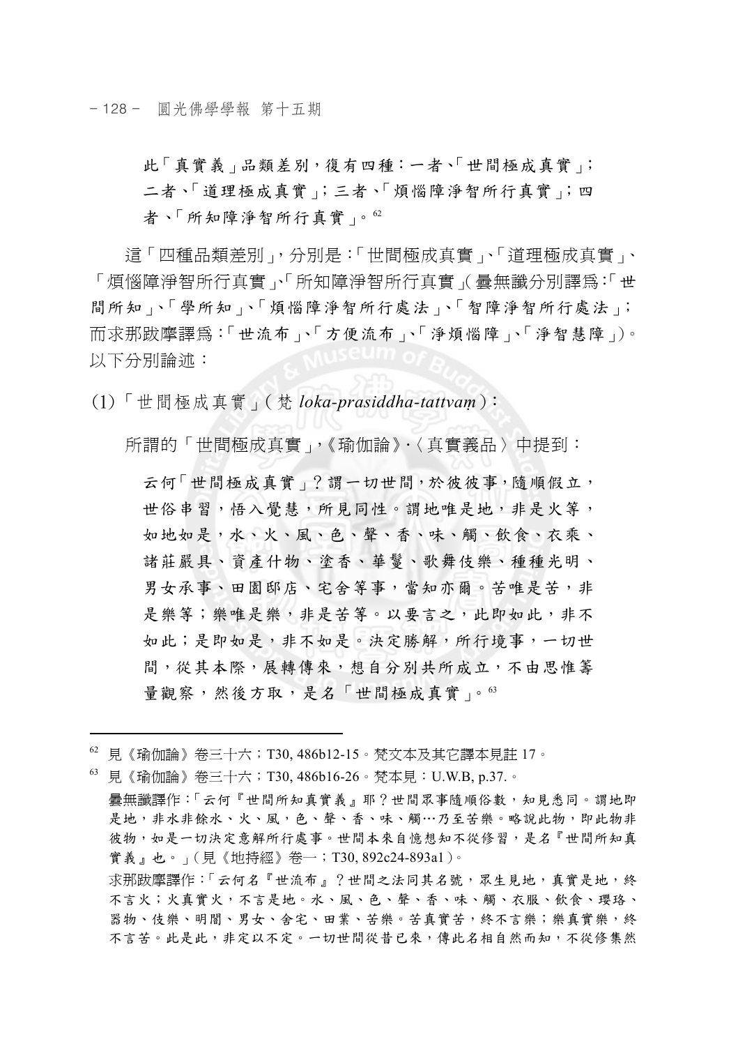> 此「真實義」品類差別，復有四種：一者、「世間極成真實」；二者、「道理極成真實」；三者、「煩惱障淨智所行真實」；四者、「所知障淨智所行真實」。[62]

這「四種品類差別」，分別是：「世間極成真實」、「道理極成真實」、「煩惱障淨智所行真實」、「所知障淨智所行真實」(曇無讖分別譯為：「世間所知」、「學所知」、「煩惱障淨智所行處法」、「智障淨智所行處法」；而求那跋摩譯為：「世流布」、「方便流布」、「淨煩惱障」、「淨智慧障」)。以下分別論述：

(1)「世間極成真實」( 梵 *loka-prasiddha-tattvaṃ*)：

所謂的「世間極成真實」，《瑜伽論》‧〈真實義品〉中提到：

> 云何「世間極成真實」？謂一切世間，於彼彼事，隨順假立，世俗串習，悟入覺慧，所見同性。謂地唯是地，非是火等，如地如是，水、火、風、色、聲、香、味、觸、飲食、衣乘、諸莊嚴具、資產什物、塗香、華鬘、歌舞伎樂、種種光明、男女承事、田園邸店、宅舍等事，當知亦爾。苦唯是苦，非是樂等；樂唯是樂，非是苦等。以要言之，此即如此，非不如此；是即如是，非不如是。決定勝解，所行境事，一切世間，從其本際，展轉傳來，想自分別共所成立，不由思惟籌量觀察，然後方取，是名「世間極成真實」。[63]

---

[62] 見《瑜伽論》卷三十六；T30, 486b12-15。梵文本及其它譯本見註 17。

[63] 見《瑜伽論》卷三十六；T30, 486b16-26。梵本見：U.W.B, p.37.。

曇無讖譯作：「云何『世間所知真實義』耶？世間眾事隨順俗數，知見悉同。謂地即是地，非水非餘水、火、風，色、聲、香、味、觸…乃至苦樂。略說此物，即此物非彼物，如是一切決定意解所行處事。世間本來自憶想知不從修習，是名『世間所知真實義』也。」(見《地持經》卷一；T30, 892c24-893a1)。

求那跋摩譯作：「云何名『世流布』？世間之法同其名號，眾生見地，真實是地，終不言火；火真實火，不言是地。水、風、色、聲、香、味、觸、衣服、飲食、瓔珞、器物、伎樂、明闇、男女、舍宅、田業、苦樂。苦真實苦，終不言樂；樂真實樂，終不言苦。此是此，非定以不定。一切世間從昔已來，傳此名相自然而知，不從修集然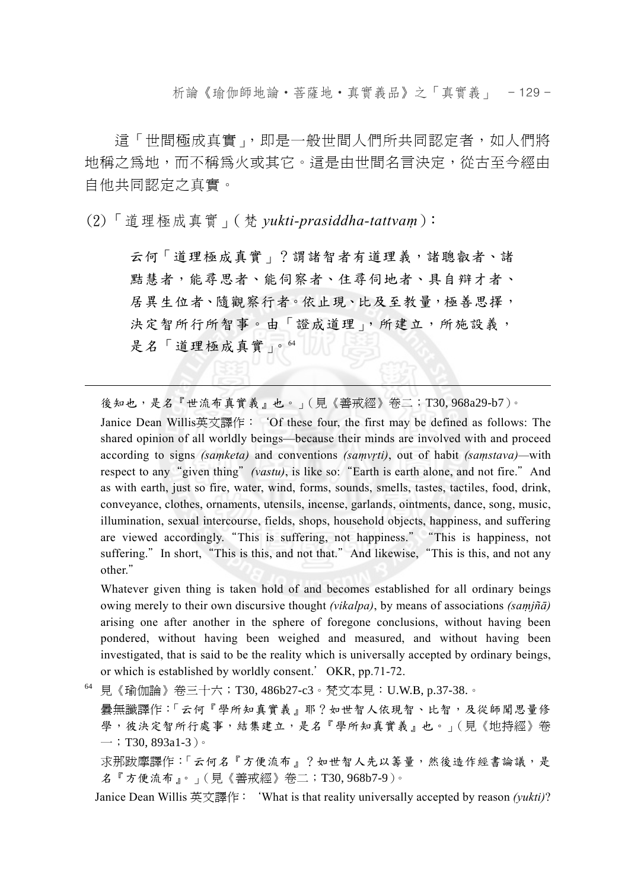這「世間極成真實」，即是一般世間人們所共同認定者，如人們將地稱之為地，而不稱為火或其它。這是由世間名言決定，從古至今經由自他共同認定之真實。

(2)「道理極成真實」(梵 *yukti-prasiddha-tattvaṃ*)：

> 云何「道理極成真實」？謂諸智者有道理義，諸聰叡者、諸黠慧者，能尋思者、能伺察者、住尋伺地者、具自辯才者、居異生位者、隨觀察行者。依止現、比及至教量，極善思擇，決定智所行所智事。由「證成道理」，所建立，所施設義，是名「道理極成真實」。[64]

---

後知也，是名『世流布真實義』也。」(見《善戒經》卷二；T30, 968a29-b7)。

Janice Dean Willis英文譯作：'Of these four, the first may be defined as follows: The shared opinion of all worldly beings—because their minds are involved with and proceed according to signs *(saṃketa)* and conventions *(saṃvṛti)*, out of habit *(saṃstava)*—with respect to any "given thing" *(vastu)*, is like so: "Earth is earth alone, and not fire." And as with earth, just so fire, water, wind, forms, sounds, smells, tastes, tactiles, food, drink, conveyance, clothes, ornaments, utensils, incense, garlands, ointments, dance, song, music, illumination, sexual intercourse, fields, shops, household objects, happiness, and suffering are viewed accordingly. "This is suffering, not happiness." "This is happiness, not suffering." In short, "This is this, and not that." And likewise, "This is this, and not any other."

Whatever given thing is taken hold of and becomes established for all ordinary beings owing merely to their own discursive thought *(vikalpa)*, by means of associations *(saṃjñā)* arising one after another in the sphere of foregone conclusions, without having been pondered, without having been weighed and measured, and without having been investigated, that is said to be the reality which is universally accepted by ordinary beings, or which is established by worldly consent.' OKR, pp.71-72.

[64] 見《瑜伽論》卷三十六；T30, 486b27-c3。梵文本見：U.W.B, p.37-38.。

曇無讖譯作：「云何『學所知真實義』耶？如世智人依現智、比智，及從師聞思量修學，彼決定智所行處事，結集建立，是名『學所知真實義』也。」(見《地持經》卷一；T30, 893a1-3)。

求那跋摩譯作：「云何名『方便流布』？如世智人先以籌量，然後造作經書論議，是名『方便流布』。」(見《善戒經》卷二；T30, 968b7-9)。

Janice Dean Willis 英文譯作：'What is that reality universally accepted by reason *(yukti)*?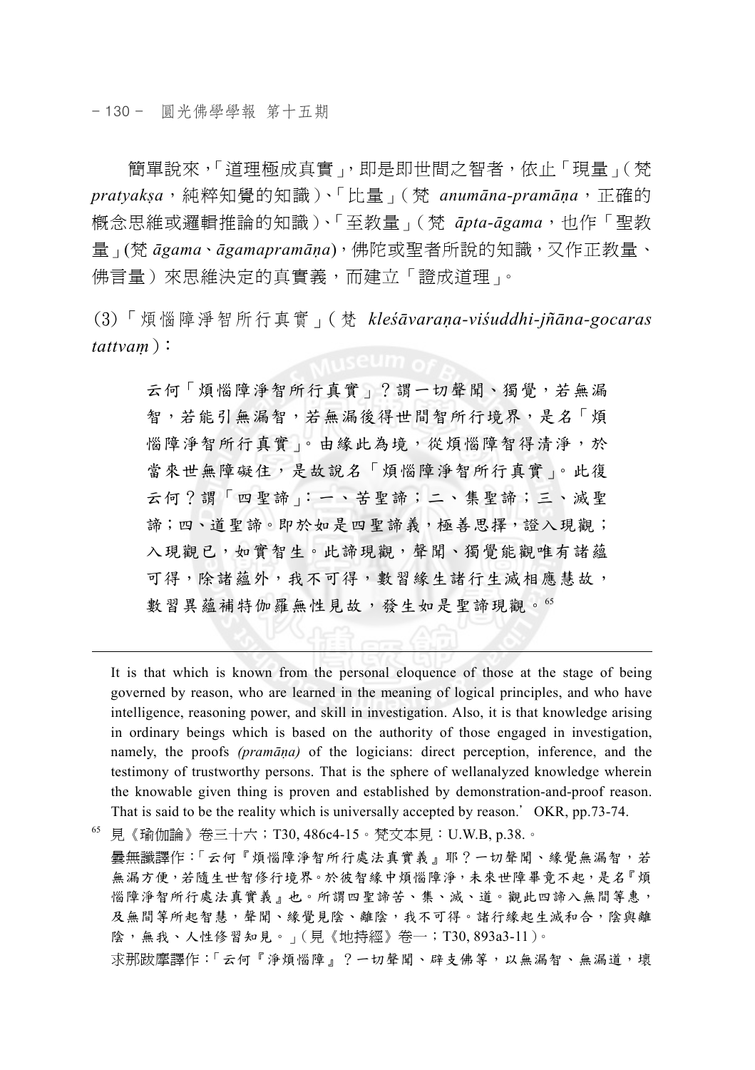簡單說來，「道理極成真實」，即是即世間之智者，依止「現量」（梵 *pratyakṣa*，純粹知覺的知識）、「比量」（梵 *anumāna-pramāṇa*，正確的概念思維或邏輯推論的知識）、「至教量」（梵 *āpta-āgama*，也作「聖教量」(梵 *āgama*、*āgamapramāṇa*)，佛陀或聖者所說的知識，又作正教量、佛言量）來思維決定的真實義，而建立「證成道理」。

(3)「煩惱障淨智所行真實」（梵 *kleśāvaraṇa-viśuddhi-jñāna-gocaras tattvaṃ*）：

> 云何「煩惱障淨智所行真實」？謂一切聲聞、獨覺，若無漏智，若能引無漏智，若無漏後得世間智所行境界，是名「煩惱障淨智所行真實」。由緣此為境，從煩惱障智得清淨，於當來世無障礙住，是故說名「煩惱障淨智所行真實」。此復云何？謂「四聖諦」：一、苦聖諦；二、集聖諦；三、滅聖諦；四、道聖諦。即於如是四聖諦義，極善思擇，證入現觀；入現觀已，如實智生。此諦現觀，聲聞、獨覺能觀唯有諸蘊可得，除諸蘊外，我不可得，數習緣生諸行生滅相應慧故，數習異蘊補特伽羅無性見故，發生如是聖諦現觀。[65]

---

It is that which is known from the personal eloquence of those at the stage of being governed by reason, who are learned in the meaning of logical principles, and who have intelligence, reasoning power, and skill in investigation. Also, it is that knowledge arising in ordinary beings which is based on the authority of those engaged in investigation, namely, the proofs *(pramāṇa)* of the logicians: direct perception, inference, and the testimony of trustworthy persons. That is the sphere of wellanalyzed knowledge wherein the knowable given thing is proven and established by demonstration-and-proof reason. That is said to be the reality which is universally accepted by reason.' OKR, pp.73-74.

[65] 見《瑜伽論》卷三十六；T30, 486c4-15。梵文本見：U.W.B, p.38.。
曇無讖譯作：「云何『煩惱障淨智所行處法真實義』耶？一切聲聞、緣覺無漏智，若無漏方便，若隨生世智修行境界。於彼智緣中煩惱障淨，未來世障畢竟不起，是名『煩惱障淨智所行處法真實義』也。所謂四聖諦苦、集、滅、道。觀此四諦入無間等恵，及無間等所起智慧，聲聞、緣覺見陰、離陰，我不可得。諸行緣起生滅和合，陰與離陰，無我、人性修習知見。」（見《地持經》卷一；T30, 893a3-11）。
求那跋摩譯作：「云何『淨煩惱障』？一切聲聞、辟支佛等，以無漏智、無漏道，壞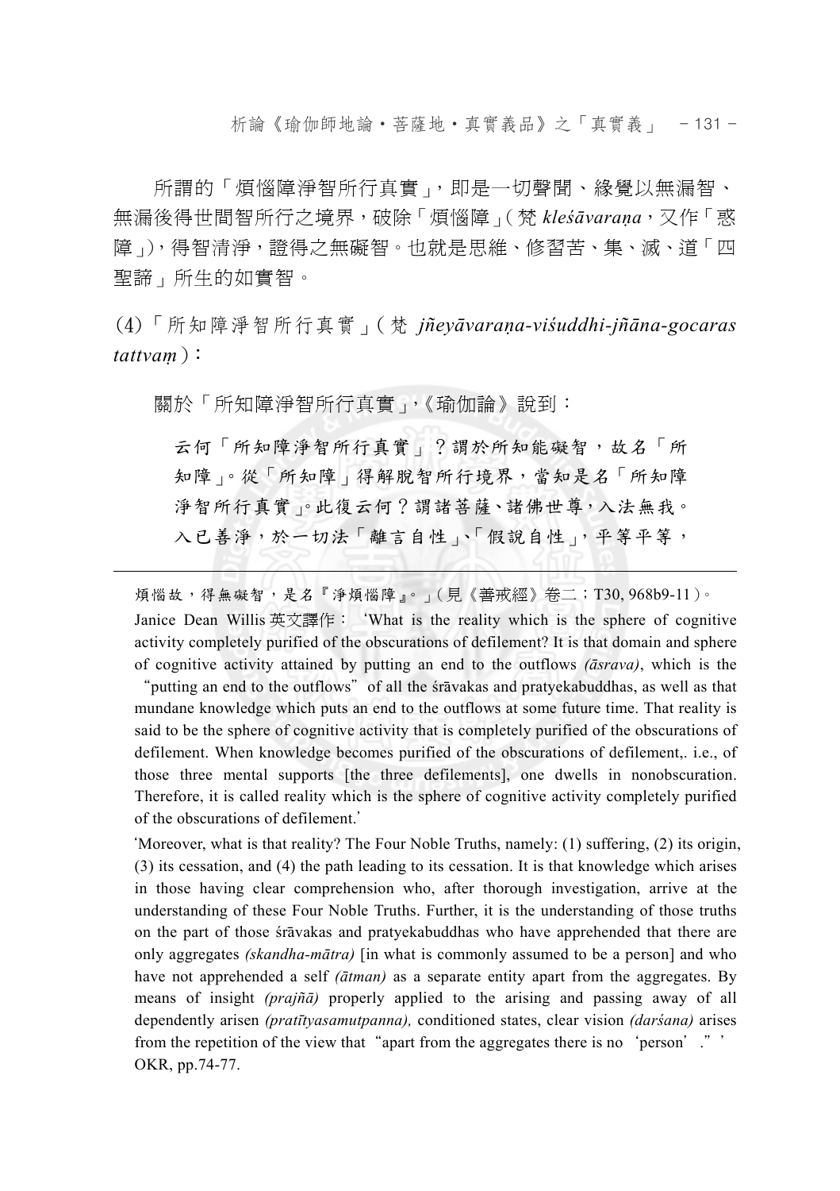所謂的「煩惱障淨智所行真實」，即是一切聲聞、緣覺以無漏智、無漏後得世間智所行之境界，破除「煩惱障」(梵 *kleśāvaraṇa*，又作「惑障」)，得智清淨，證得之無礙智。也就是思維、修習苦、集、滅、道「四聖諦」所生的如實智。

(4)「所知障淨智所行真實」(梵 *jñeyāvaraṇa-viśuddhi-jñāna-gocaras tattvaṃ*)：

關於「所知障淨智所行真實」,《瑜伽論》說到：

> 云何「所知障淨智所行真實」？謂於所知能礙智，故名「所知障」。從「所知障」得解脫智所行境界，當知是名「所知障淨智所行真實」。此復云何？謂諸菩薩、諸佛世尊，入法無我。入已善淨，於一切法「離言自性」、「假說自性」，平等平等，

---

煩惱故，得無礙智，是名『淨煩惱障』。」(見《善戒經》卷二；T30, 968b9-11)。

Janice Dean Willis 英文譯作：'What is the reality which is the sphere of cognitive activity completely purified of the obscurations of defilement? It is that domain and sphere of cognitive activity attained by putting an end to the outflows *(āsrava)*, which is the "putting an end to the outflows" of all the śrāvakas and pratyekabuddhas, as well as that mundane knowledge which puts an end to the outflows at some future time. That reality is said to be the sphere of cognitive activity that is completely purified of the obscurations of defilement. When knowledge becomes purified of the obscurations of defilement,. i.e., of those three mental supports [the three defilements], one dwells in nonobscuration. Therefore, it is called reality which is the sphere of cognitive activity completely purified of the obscurations of defilement.'

'Moreover, what is that reality? The Four Noble Truths, namely: (1) suffering, (2) its origin, (3) its cessation, and (4) the path leading to its cessation. It is that knowledge which arises in those having clear comprehension who, after thorough investigation, arrive at the understanding of these Four Noble Truths. Further, it is the understanding of those truths on the part of those śrāvakas and pratyekabuddhas who have apprehended that there are only aggregates *(skandha-mātra)* [in what is commonly assumed to be a person] and who have not apprehended a self *(ātman)* as a separate entity apart from the aggregates. By means of insight *(prajñā)* properly applied to the arising and passing away of all dependently arisen *(pratītyasamutpanna),* conditioned states, clear vision *(darśana)* arises from the repetition of the view that "apart from the aggregates there is no 'person'." ' OKR, pp.74-77.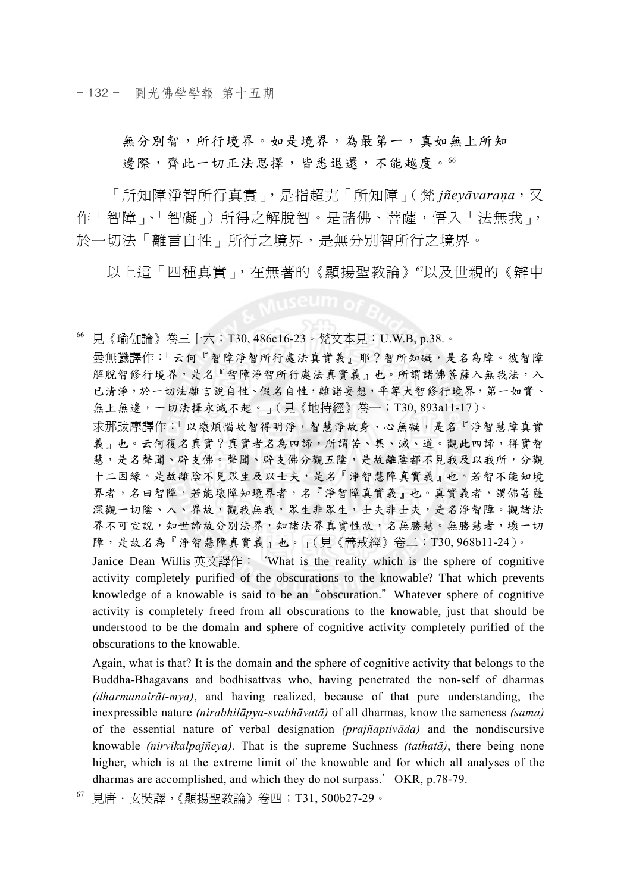無分別智，所行境界。如是境界，為最第一，真如無上所知邊際，齊此一切正法思擇，皆悉退還，不能越度。[66]

「所知障淨智所行真實」，是指超克「所知障」（梵 *jñeyāvaraṇa*，又作「智障」、「智礙」）所得之解脫智。是諸佛、菩薩，悟入「法無我」，於一切法「離言自性」所行之境界，是無分別智所行之境界。

以上這「四種真實」，在無著的《顯揚聖教論》[67]以及世親的《辯中

---

[66] 見《瑜伽論》卷三十六；T30, 486c16-23。梵文本見：U.W.B, p.38.。

曇無讖譯作：「云何『智障淨智所行處法真實義』耶？智所知礙，是名為障。彼智障解脫智修行境界，是名『智障淨智所行處法真實義』也。所謂諸佛菩薩入無我法，入已清淨，於一切法離言說自性、假名自性，離諸妄想，平等大智修行境界，第一如實、無上無邊，一切法擇永滅不起。」（見《地持經》卷一；T30, 893a11-17）。

求那跋摩譯作：「以壞煩惱故智得明淨，智慧淨故身、心無礙，是名『淨智慧障真實義』也。云何復名真實？真實者名為四諦，所謂苦、集、滅、道。觀此四諦，得實智慧，是名聲聞、辟支佛。聲聞、辟支佛分觀五陰，是故離陰都不見我及以我所，分觀十二因緣。是故離陰不見眾生及以士夫，是名『淨智慧障真實義』也。若智不能知境界者，名曰智障，若能壞障知境界者，名『淨智障真實義』也。真實義者，謂佛菩薩深觀一切陰、入、界故，觀我無我，眾生非眾生，士夫非士夫，是名淨智障。觀諸法界不可宣說，知世諦故分別法界，知諸法界真實性故，名無勝慧。無勝慧者，壞一切障，是故名為『淨智慧障真實義』也。」（見《善戒經》卷二；T30, 968b11-24）。

Janice Dean Willis 英文譯作：'What is the reality which is the sphere of cognitive activity completely purified of the obscurations to the knowable? That which prevents knowledge of a knowable is said to be an "obscuration." Whatever sphere of cognitive activity is completely freed from all obscurations to the knowable, just that should be understood to be the domain and sphere of cognitive activity completely purified of the obscurations to the knowable.

Again, what is that? It is the domain and the sphere of cognitive activity that belongs to the Buddha-Bhagavans and bodhisattvas who, having penetrated the non-self of dharmas *(dharmanairāt-mya)*, and having realized, because of that pure understanding, the inexpressible nature *(nirabhilāpya-svabhāvatā)* of all dharmas, know the sameness *(sama)* of the essential nature of verbal designation *(prajñaptivāda)* and the nondiscursive knowable *(nirvikalpajñeya)*. That is the supreme Suchness *(tathatā)*, there being none higher, which is at the extreme limit of the knowable and for which all analyses of the dharmas are accomplished, and which they do not surpass.' OKR, p.78-79.

[67] 見唐・玄奘譯，《顯揚聖教論》卷四；T31, 500b27-29。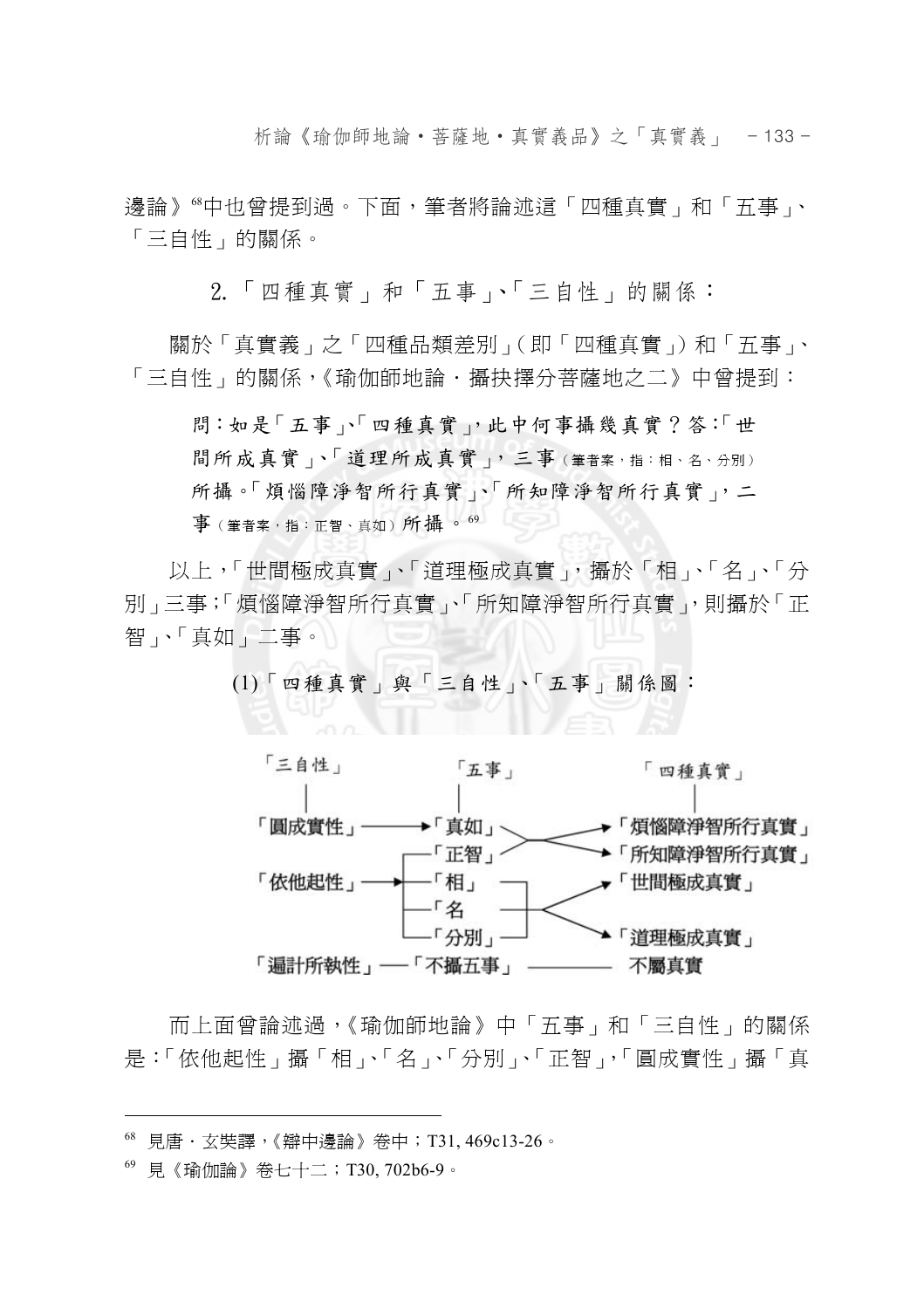邊論》[68]中也曾提到過。下面，筆者將論述這「四種真實」和「五事」、「三自性」的關係。

### 2.「四種真實」和「五事」、「三自性」的關係：

關於「真實義」之「四種品類差別」(即「四種真實」)和「五事」、「三自性」的關係，《瑜伽師地論．攝抉擇分菩薩地之二》中曾提到：

> 問：如是「五事」、「四種真實」，此中何事攝幾真實？答：「世間所成真實」、「道理所成真實」，三事（筆者案，指：相、名、分別）所攝。「煩惱障淨智所行真實」、「所知障淨智所行真實」，二事（筆者案，指：正智、真如）所攝。[69]

以上，「世間極成真實」、「道理極成真實」，攝於「相」、「名」、「分別」三事；「煩惱障淨智所行真實」、「所知障淨智所行真實」，則攝於「正智」、「真如」二事。

#### (1)「四種真實」與「三自性」、「五事」關係圖：

```
「三自性」              「五事」              「四種真實」
    |                     |                      |
「圓成實性」 ────────▶「真如」 ╲          ╱──▶「煩惱障淨智所行真實」
                   ┌─「正智」 ╱──────<
「依他起性」 ──────▶├─「相」  ┐          ╲──▶「所知障淨智所行真實」
                   ├─「名   ├──────<──────▶「世間極成真實」
                   └─「分別」┘          ╲──▶「道理極成真實」
「遍計所執性」──「不攝五事」 ──────────   不屬真實
```

而上面曾論述過，《瑜伽師地論》中「五事」和「三自性」的關係是：「依他起性」攝「相」、「名」、「分別」、「正智」，「圓成實性」攝「真

---

[68] 見唐．玄奘譯，《辯中邊論》卷中；T31, 469c13-26。

[69] 見《瑜伽論》卷七十二；T30, 702b6-9。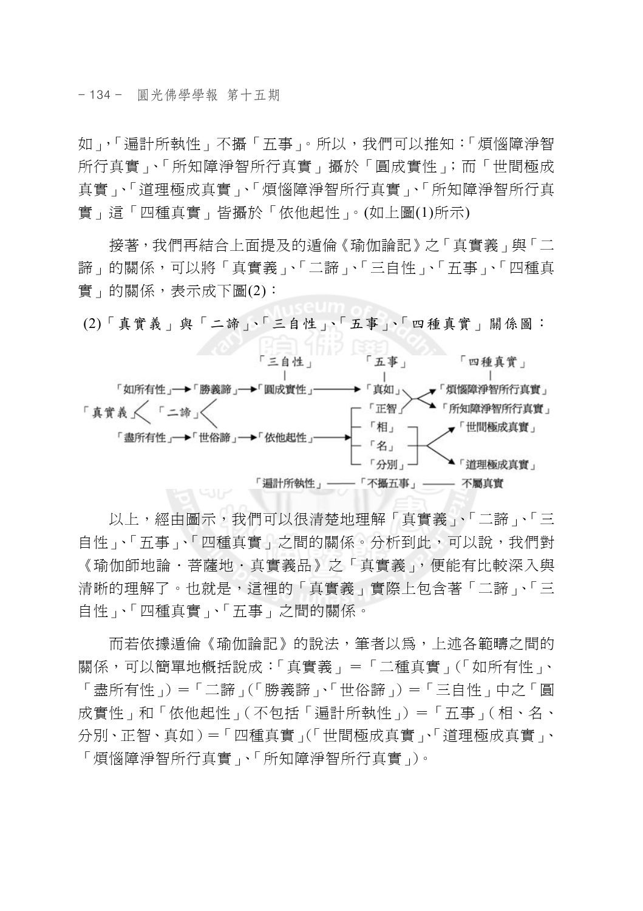如」,「遍計所執性」不攝「五事」。所以，我們可以推知：「煩惱障淨智所行真實」、「所知障淨智所行真實」攝於「圓成實性」；而「世間極成真實」、「道理極成真實」、「煩惱障淨智所行真實」、「所知障淨智所行真實」這「四種真實」皆攝於「依他起性」。(如上圖(1)所示)

接著，我們再結合上面提及的遁倫《瑜伽論記》之「真實義」與「二諦」的關係，可以將「真實義」、「二諦」、「三自性」、「五事」、「四種真實」的關係，表示成下圖(2)：

(2)「真實義」與「二諦」、「三自性」、「五事」、「四種真實」關係圖：

```
                                         「三自性」        「五事」        「四種真實」
                                             |                               |
          「如所有性」→「勝義諦」→「圓成實性」────────→「真如」 ╲ ╱→「煩惱障淨智所行真實」
「真實義」<       「二諦」<                              「正智」╱ ╲→「所知障淨智所行真實」
                                                   ┌ 「相」 ┐     ╱→「世間極成真實」
          「盡所有性」→「世俗諦」→「依他起性」────────┤ 「名」 ├───<
                                                   └ 「分別」┘     ╲→「道理極成真實」
                                     「遍計所執性」 ──── 「不攝五事」 ──── 不屬真實
```

以上，經由圖示，我們可以很清楚地理解「真實義」、「二諦」、「三自性」、「五事」、「四種真實」之間的關係。分析到此，可以說，我們對《瑜伽師地論．菩薩地．真實義品》之「真實義」，便能有比較深入與清晰的理解了。也就是，這裡的「真實義」實際上包含著「二諦」、「三自性」、「四種真實」、「五事」之間的關係。

而若依據遁倫《瑜伽論記》的說法，筆者以為，上述各範疇之間的關係，可以簡單地概括說成：「真實義」＝「二種真實」(「如所有性」、「盡所有性」)＝「二諦」(「勝義諦」、「世俗諦」)＝「三自性」中之「圓成實性」和「依他起性」(不包括「遍計所執性」)＝「五事」(相、名、分別、正智、真如)＝「四種真實」(「世間極成真實」、「道理極成真實」、「煩惱障淨智所行真實」、「所知障淨智所行真實」)。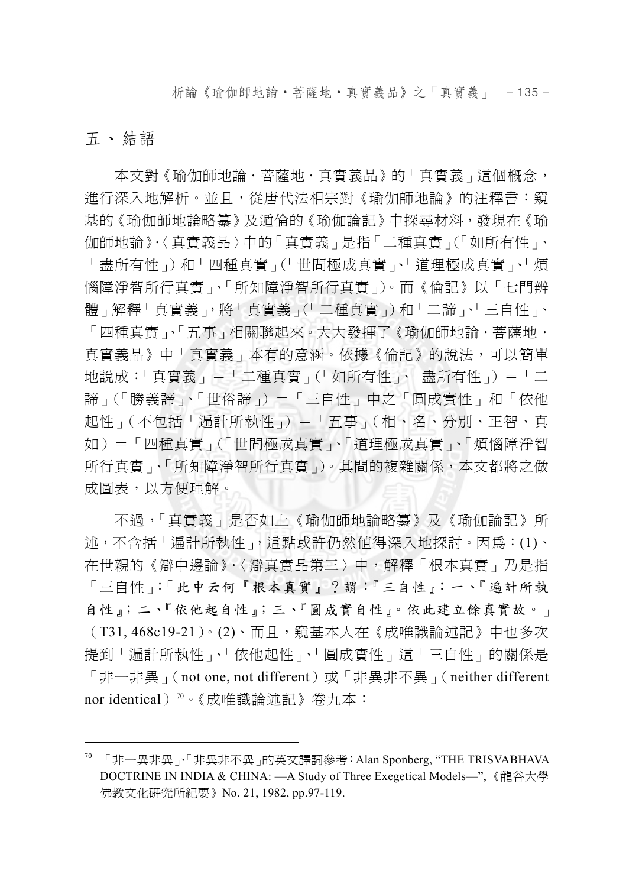## 五、結語

本文對《瑜伽師地論．菩薩地．真實義品》的「真實義」這個概念，進行深入地解析。並且，從唐代法相宗對《瑜伽師地論》的注釋書：窺基的《瑜伽師地論略纂》及遁倫的《瑜伽論記》中探尋材料，發現在《瑜伽師地論》‧〈真實義品〉中的「真實義」是指「二種真實」(「如所有性」、「盡所有性」) 和「四種真實」(「世間極成真實」、「道理極成真實」、「煩惱障淨智所行真實」、「所知障淨智所行真實」)。而《倫記》以「七門辨體」解釋「真實義」，將「真實義」(「二種真實」) 和「二諦」、「三自性」、「四種真實」、「五事」相關聯起來。大大發揮了《瑜伽師地論．菩薩地．真實義品》中「真實義」本有的意涵。依據《倫記》的說法，可以簡單地說成：「真實義」＝「二種真實」(「如所有性」、「盡所有性」) ＝「二諦」(「勝義諦」、「世俗諦」) ＝「三自性」中之「圓成實性」和「依他起性」(不包括「遍計所執性」) ＝「五事」(相、名、分別、正智、真如) ＝「四種真實」(「世間極成真實」、「道理極成真實」、「煩惱障淨智所行真實」、「所知障淨智所行真實」)。其間的複雜關係，本文都將之做成圖表，以方便理解。

不過，「真實義」是否如上《瑜伽師地論略纂》及《瑜伽論記》所述，不含括「遍計所執性」，這點或許仍然值得深入地探討。因爲：(1)、在世親的《辯中邊論》‧〈辯真實品第三〉中，解釋「根本真實」乃是指「三自性」：「此中云何『根本真實』？謂：『三自性』：一、『遍計所執自性』；二、『依他起自性』；三、『圓成實自性』。依此建立餘真實故。」(T31, 468c19-21)。(2)、而且，窺基本人在《成唯識論述記》中也多次提到「遍計所執性」、「依他起性」、「圓成實性」這「三自性」的關係是「非一非異」(not one, not different) 或「非異非不異」(neither different nor identical) [70]。《成唯識論述記》卷九本：

---

[70] 「非一異非異」、「非異非不異」的英文譯詞參考：Alan Sponberg, "THE TRISVABHAVA DOCTRINE IN INDIA & CHINA: —A Study of Three Exegetical Models—",《龍谷大學佛教文化研究所紀要》No. 21, 1982, pp.97-119.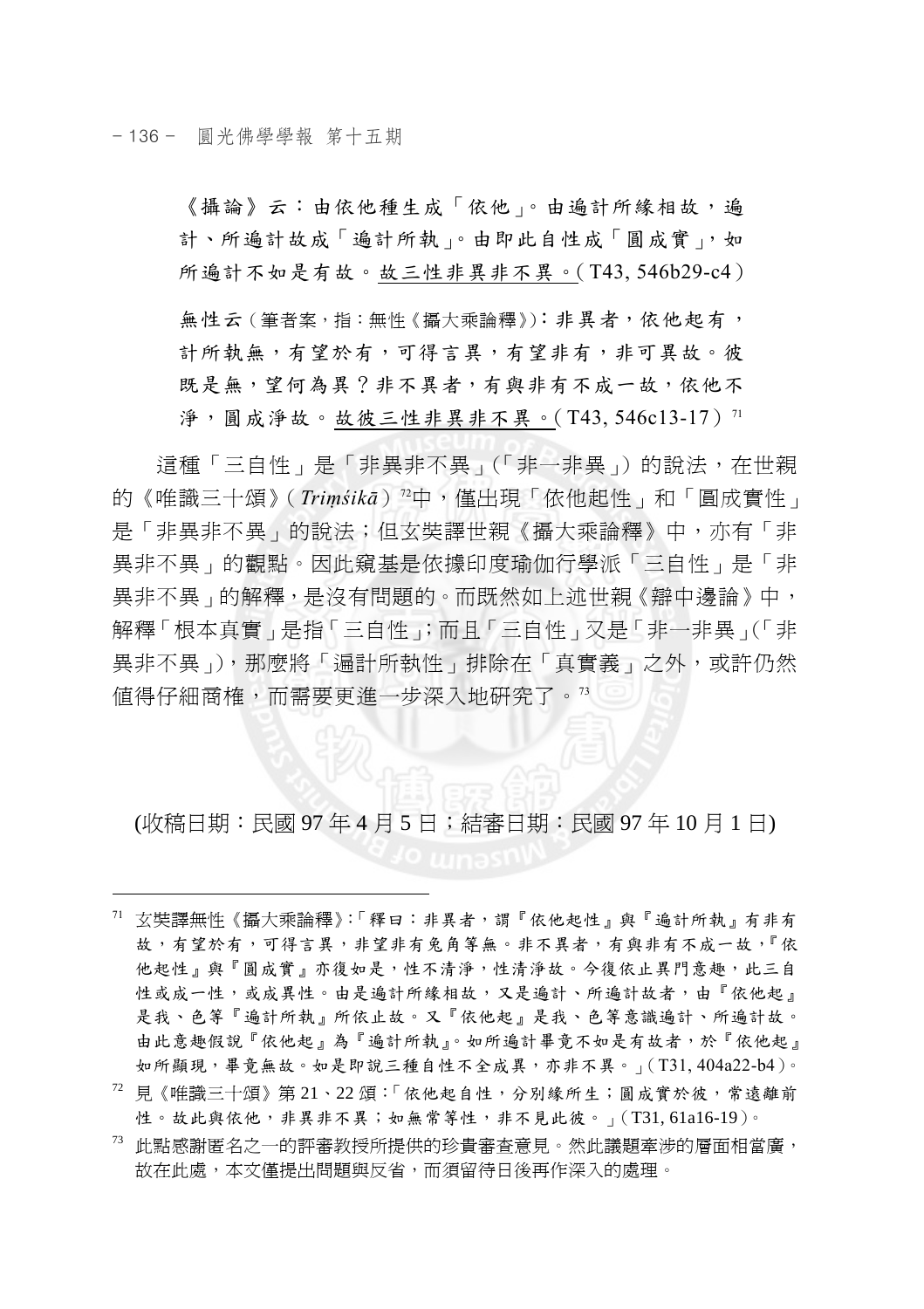《攝論》云：由依他種生成「依他」。由遍計所緣相故，遍計、所遍計故成「遍計所執」。由即此自性成「圓成實」，如所遍計不如是有故。故三性非異非不異。（T43, 546b29-c4）

無性云（筆者案，指：無性《攝大乘論釋》）：非異者，依他起有，計所執無，有望於有，可得言異，有望非有，非可異故。彼既是無，望何為異？非不異者，有與非有不成一故，依他不淨，圓成淨故。故彼三性非異非不異。（T43, 546c13-17）[71]

這種「三自性」是「非異非不異」（「非一非異」）的說法，在世親的《唯識三十頌》（*Triṃśikā*）[72]中，僅出現「依他起性」和「圓成實性」是「非異非不異」的說法；但玄奘譯世親《攝大乘論釋》中，亦有「非異非不異」的觀點。因此窺基是依據印度瑜伽行學派「三自性」是「非異非不異」的解釋，是沒有問題的。而既然如上述世親《辯中邊論》中，解釋「根本真實」是指「三自性」；而且「三自性」又是「非一非異」（「非異非不異」），那麼將「遍計所執性」排除在「真實義」之外，或許仍然值得仔細商榷，而需要更進一步深入地研究了。[73]

(收稿日期：民國 97 年 4 月 5 日；結審日期：民國 97 年 10 月 1 日)

---

[71] 玄奘譯無性《攝大乘論釋》：「釋曰：非異者，謂『依他起性』與『遍計所執』有非有故，有望於有，可得言異，非望非有兔角等無。非不異者，有與非有不成一故，『依他起性』與『圓成實』亦復如是，性不清淨，性清淨故。今復依止異門意趣，此三自性或成一性，或成異性。由是遍計所緣相故，又是遍計、所遍計故者，由『依他起』是我、色等『遍計所執』所依止故。又『依他起』是我、色等意識遍計、所遍計故。由此意趣假說『依他起』為『遍計所執』。如所遍計畢竟不如是有故者，於『依他起』如所顯現，畢竟無故。如是即說三種自性不全成異，亦非不異。」（T31, 404a22-b4）。

[72] 見《唯識三十頌》第 21、22 頌：「依他起自性，分別緣所生；圓成實於彼，常遠離前性。故此與依他，非異非不異；如無常等性，非不見此彼。」（T31, 61a16-19）。

[73] 此點感謝匿名之一的評審教授所提供的珍貴審查意見。然此議題牽涉的層面相當廣，故在此處，本文僅提出問題與反省，而須留待日後再作深入的處理。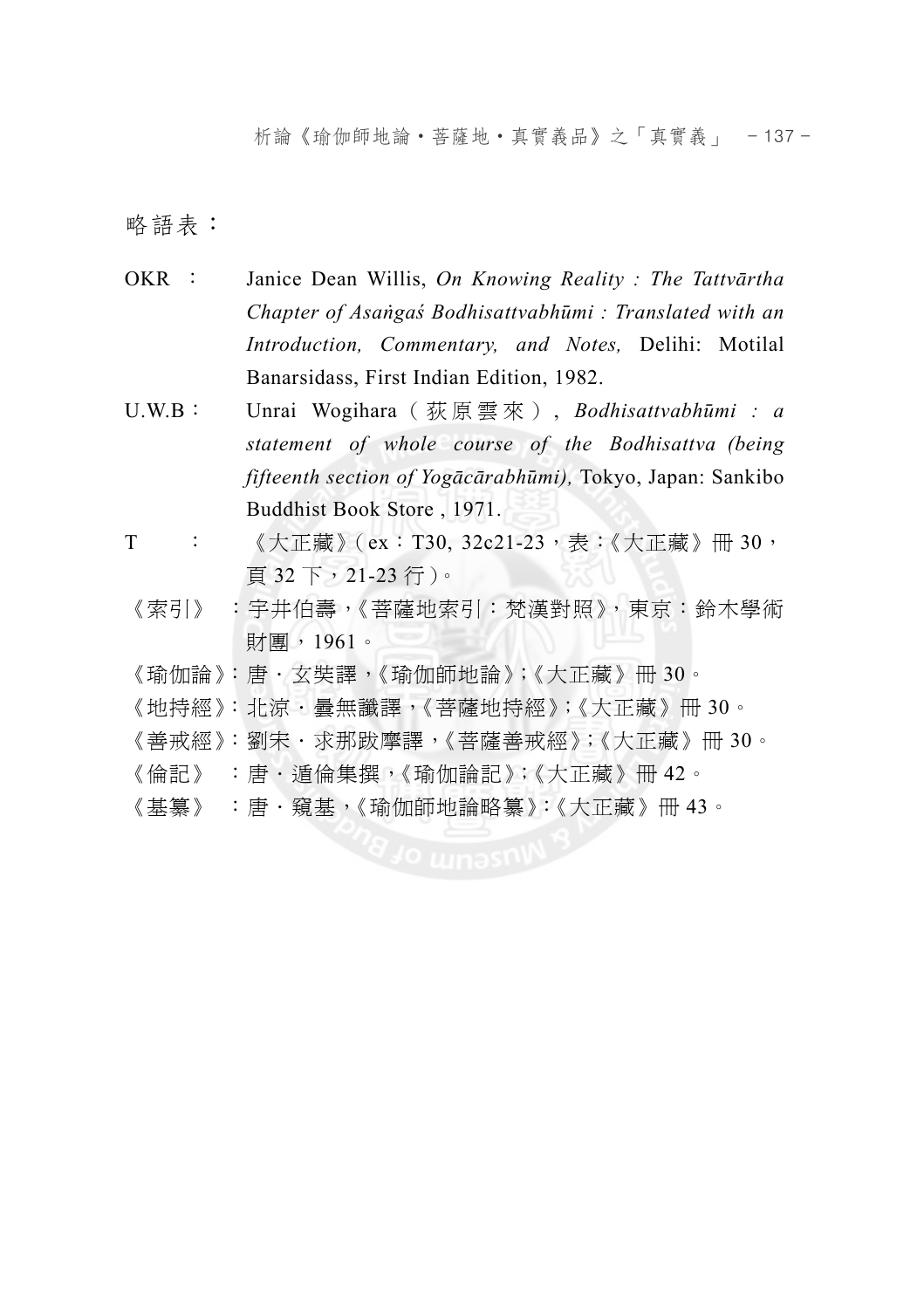略語表：

OKR ： Janice Dean Willis, *On Knowing Reality : The Tattvārtha Chapter of Asaṅgaś Bodhisattvabhūmi : Translated with an Introduction, Commentary, and Notes,* Delihi: Motilal Banarsidass, First Indian Edition, 1982.

U.W.B： Unrai Wogihara（荻原雲來）, *Bodhisattvabhūmi : a statement of whole course of the Bodhisattva (being fifteenth section of Yogācārabhūmi),* Tokyo, Japan: Sankibo Buddhist Book Store , 1971.

T ： 《大正藏》（ex：T30, 32c21-23，表：《大正藏》冊 30，頁 32 下，21-23 行）。

《索引》 ：宇井伯壽，《菩薩地索引：梵漢對照》，東京：鈴木學術財團，1961。

《瑜伽論》：唐．玄奘譯，《瑜伽師地論》;《大正藏》冊 30。

《地持經》：北涼．曇無讖譯，《菩薩地持經》;《大正藏》冊 30。

《善戒經》：劉宋．求那跋摩譯，《菩薩善戒經》;《大正藏》冊 30。

《倫記》 ：唐．遁倫集撰，《瑜伽論記》;《大正藏》冊 42。

《基纂》 ：唐．窺基，《瑜伽師地論略纂》:《大正藏》冊 43。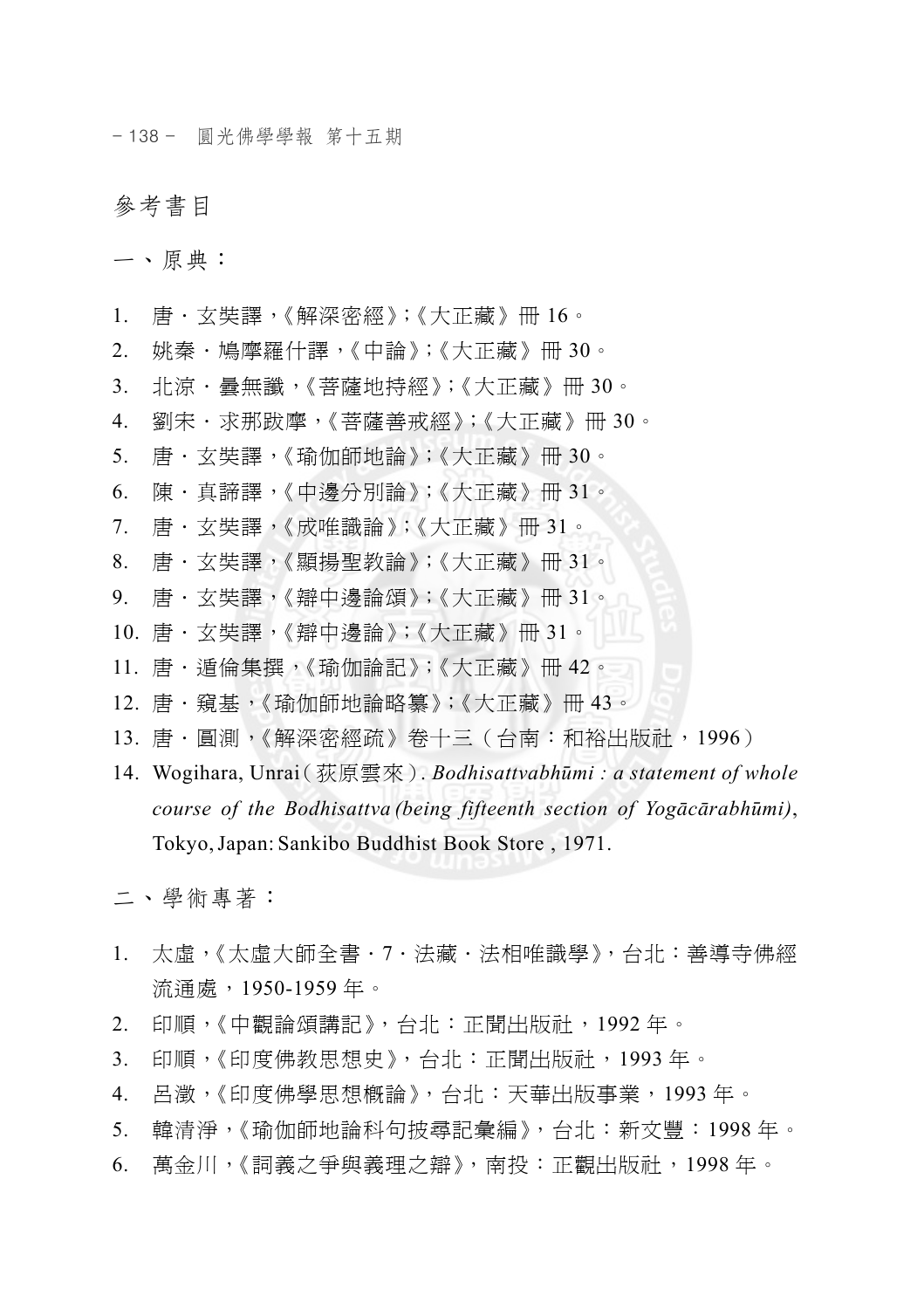## 參考書目

### 一、原典：

1. 唐．玄奘譯，《解深密經》;《大正藏》冊 16。
2. 姚秦．鳩摩羅什譯，《中論》;《大正藏》冊 30。
3. 北涼．曇無讖，《菩薩地持經》;《大正藏》冊 30。
4. 劉宋．求那跋摩，《菩薩善戒經》;《大正藏》冊 30。
5. 唐．玄奘譯，《瑜伽師地論》;《大正藏》冊 30。
6. 陳．真諦譯，《中邊分別論》;《大正藏》冊 31。
7. 唐．玄奘譯，《成唯識論》;《大正藏》冊 31。
8. 唐．玄奘譯，《顯揚聖教論》;《大正藏》冊 31。
9. 唐．玄奘譯，《辯中邊論頌》;《大正藏》冊 31。
10. 唐．玄奘譯，《辯中邊論》;《大正藏》冊 31。
11. 唐．遁倫集撰，《瑜伽論記》;《大正藏》冊 42。
12. 唐．窺基，《瑜伽師地論略纂》;《大正藏》冊 43。
13. 唐．圓測，《解深密經疏》卷十三（台南：和裕出版社，1996）
14. Wogihara, Unrai（荻原雲來）. *Bodhisattvabhūmi : a statement of whole course of the Bodhisattva (being fifteenth section of Yogācārabhūmi)*, Tokyo, Japan: Sankibo Buddhist Book Store , 1971.

### 二、學術專著：

1. 太虛，《太虛大師全書．7．法藏．法相唯識學》，台北：善導寺佛經流通處，1950-1959 年。
2. 印順，《中觀論頌講記》，台北：正聞出版社，1992 年。
3. 印順，《印度佛教思想史》，台北：正聞出版社，1993 年。
4. 呂澂，《印度佛學思想概論》，台北：天華出版事業，1993 年。
5. 韓清淨，《瑜伽師地論科句披尋記彙編》，台北：新文豐：1998 年。
6. 萬金川，《詞義之爭與義理之辯》，南投：正觀出版社，1998 年。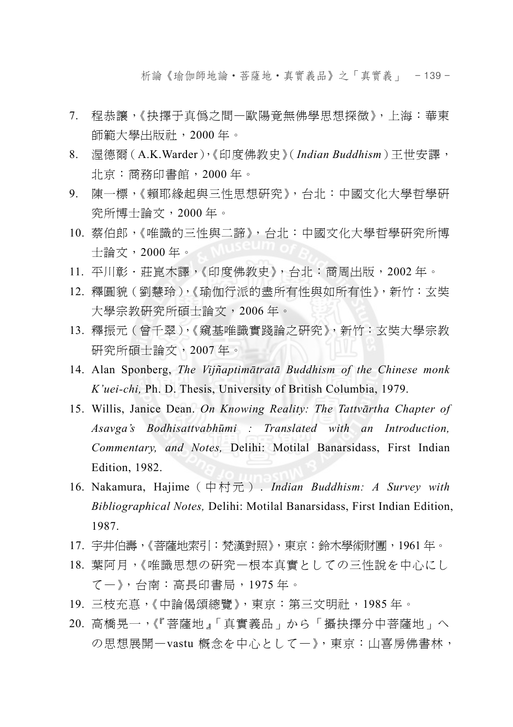7. 程恭讓，《抉擇于真僞之間—歐陽竟無佛學思想探微》，上海：華東師範大學出版社，2000 年。
8. 渥德爾（A.K.Warder），《印度佛教史》（*Indian Buddhism*）王世安譯，北京：商務印書館，2000 年。
9. 陳一標，《賴耶緣起與三性思想研究》，台北：中國文化大學哲學研究所博士論文，2000 年。
10. 蔡伯郎，《唯識的三性與二諦》，台北：中國文化大學哲學研究所博士論文，2000 年。
11. 平川彰．莊崑木譯，《印度佛教史》，台北：商周出版，2002 年。
12. 釋圓貌（劉慧玲），《瑜伽行派的盡所有性與如所有性》，新竹：玄奘大學宗教研究所碩士論文，2006 年。
13. 釋振元（曾千翠），《窺基唯識實踐論之研究》，新竹：玄奘大學宗教研究所碩士論文，2007 年。
14. Alan Sponberg, *The Vijñaptimātratā Buddhism of the Chinese monk K'uei-chi,* Ph. D. Thesis, University of British Columbia, 1979.
15. Willis, Janice Dean. *On Knowing Reality: The Tattvārtha Chapter of Asavga's Bodhisattvabhūmi : Translated with an Introduction, Commentary, and Notes,* Delihi: Motilal Banarsidass, First Indian Edition, 1982.
16. Nakamura, Hajime（中村元）. *Indian Buddhism: A Survey with Bibliographical Notes,* Delihi: Motilal Banarsidass, First Indian Edition, 1987.
17. 宇井伯壽，《菩薩地索引：梵漢對照》，東京：鈴木學術財團，1961 年。
18. 葉阿月，《唯識思想の研究—根本真實としての三性説を中心にして—》，台南：高長印書局，1975 年。
19. 三枝充悳，《中論偈頌總覽》，東京：第三文明社，1985 年。
20. 高橋晃一，《『菩薩地』「真實義品」から「攝抉擇分中菩薩地」への思想展開—vastu 概念を中心として—》，東京：山喜房佛書林，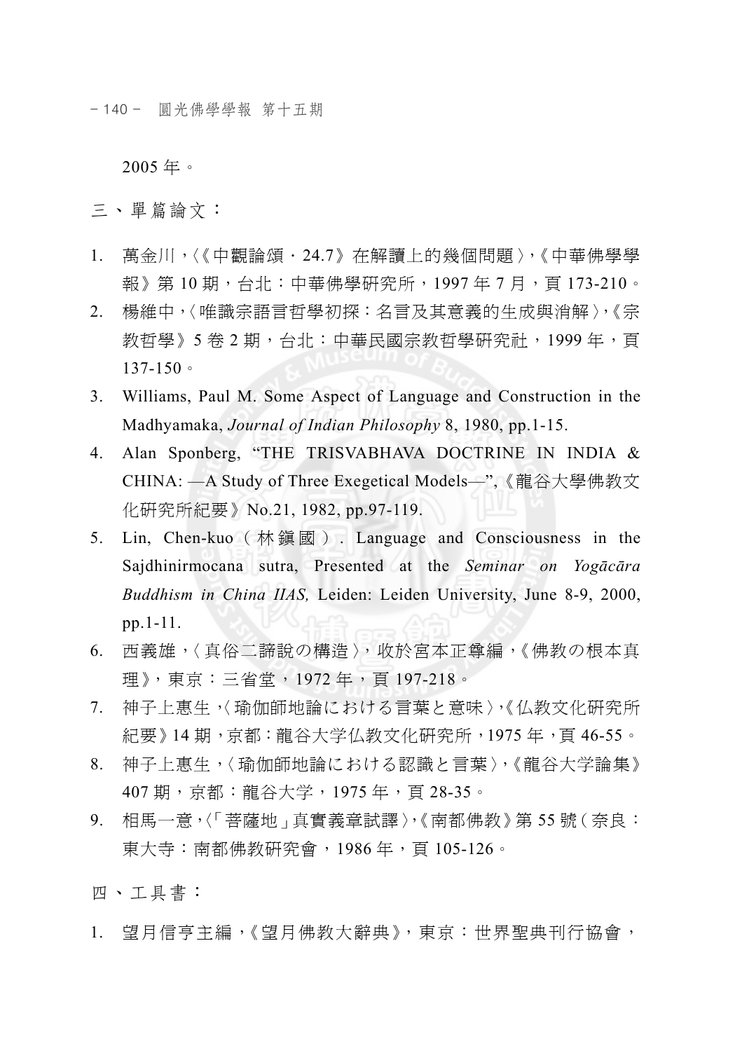2005 年。

三、單篇論文：

1. 萬金川，〈《中觀論頌・24.7》在解讀上的幾個問題〉，《中華佛學學報》第 10 期，台北：中華佛學研究所，1997 年 7 月，頁 173-210。
2. 楊維中，〈唯識宗語言哲學初探：名言及其意義的生成與消解〉，《宗教哲學》5 卷 2 期，台北：中華民國宗教哲學研究社，1999 年，頁 137-150。
3. Williams, Paul M. Some Aspect of Language and Construction in the Madhyamaka, *Journal of Indian Philosophy* 8, 1980, pp.1-15.
4. Alan Sponberg, "THE TRISVABHAVA DOCTRINE IN INDIA & CHINA: —A Study of Three Exegetical Models—",《龍谷大學佛教文化研究所紀要》No.21, 1982, pp.97-119.
5. Lin, Chen-kuo（林鎮國）. Language and Consciousness in the Sajdhinirmocana sutra, Presented at the *Seminar on Yogācāra Buddhism in China IIAS,* Leiden: Leiden University, June 8-9, 2000, pp.1-11.
6. 西義雄，〈真俗二諦說の構造〉，收於宮本正尊編，《佛教の根本真理》，東京：三省堂，1972 年，頁 197-218。
7. 神子上惠生，〈瑜伽師地論における言葉と意味〉，《仏教文化研究所紀要》14 期，京都：龍谷大学仏教文化研究所，1975 年，頁 46-55。
8. 神子上惠生，〈瑜伽師地論における認識と言葉〉，《龍谷大学論集》407 期，京都：龍谷大学，1975 年，頁 28-35。
9. 相馬一意，〈「菩薩地」真實義章試譯〉，《南都佛教》第 55 號（奈良：東大寺：南都佛教研究會，1986 年，頁 105-126。

四、工具書：

1. 望月信亨主編，《望月佛教大辭典》，東京：世界聖典刊行協會，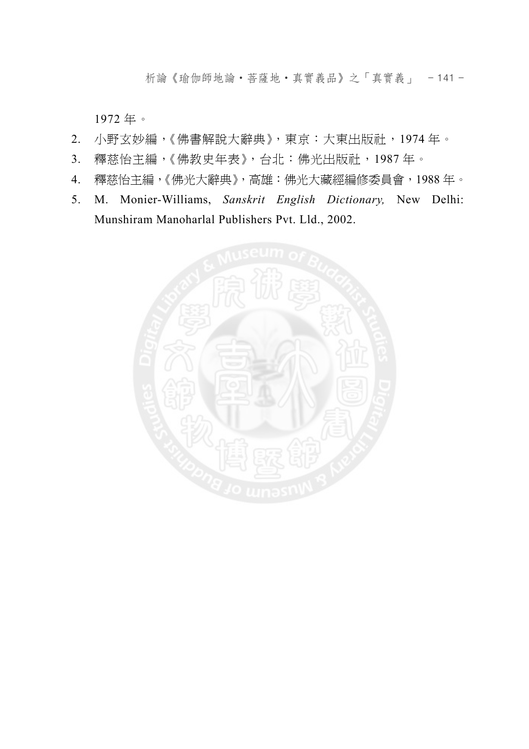1972 年。

2. 小野玄妙編，《佛書解說大辭典》，東京：大東出版社，1974 年。
3. 釋慈怡主編，《佛教史年表》，台北：佛光出版社，1987 年。
4. 釋慈怡主編，《佛光大辭典》，高雄：佛光大藏經編修委員會，1988 年。
5. M. Monier-Williams, *Sanskrit English Dictionary,* New Delhi: Munshiram Manoharlal Publishers Pvt. Lld., 2002.